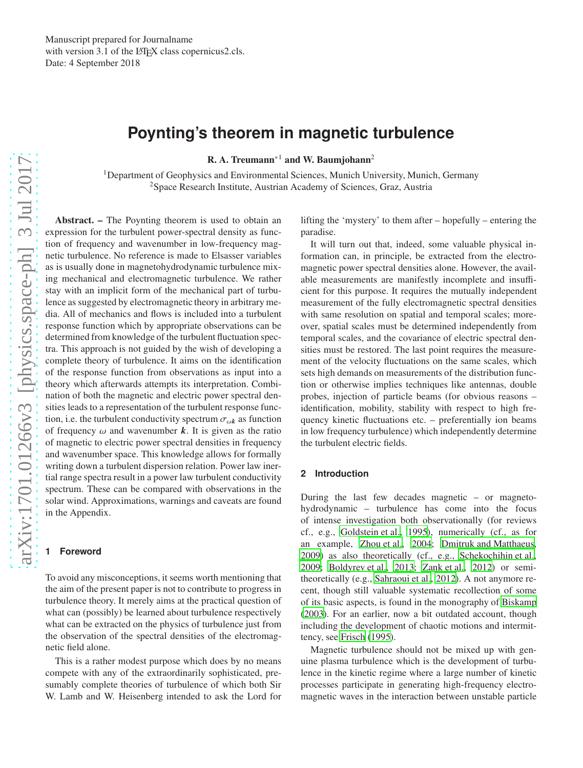Manuscript prepared for Journalname
with version 3.1 of the LaTeX class copernicus2.cls.
Date: 4 September 2018

# Poynting's theorem in magnetic turbulence

**R. A. Treumann**[*1] **and W. Baumjohann**[2]

[1]Department of Geophysics and Environmental Sciences, Munich University, Munich, Germany
[2]Space Research Institute, Austrian Academy of Sciences, Graz, Austria

**Abstract. –** The Poynting theorem is used to obtain an expression for the turbulent power-spectral density as function of frequency and wavenumber in low-frequency magnetic turbulence. No reference is made to Elsasser variables as is usually done in magnetohydrodynamic turbulence mixing mechanical and electromagnetic turbulence. We rather stay with an implicit form of the mechanical part of turbulence as suggested by electromagnetic theory in arbitrary media. All of mechanics and flows is included into a turbulent response function which by appropriate observations can be determined from knowledge of the turbulent fluctuation spectra. This approach is not guided by the wish of developing a complete theory of turbulence. It aims on the identification of the response function from observations as input into a theory which afterwards attempts its interpretation. Combination of both the magnetic and electric power spectral densities leads to a representation of the turbulent response function, i.e. the turbulent conductivity spectrum $\sigma_{\omega \boldsymbol{k}}$ as function of frequency $\omega$ and wavenumber $\boldsymbol{k}$. It is given as the ratio of magnetic to electric power spectral densities in frequency and wavenumber space. This knowledge allows for formally writing down a turbulent dispersion relation. Power law inertial range spectra result in a power law turbulent conductivity spectrum. These can be compared with observations in the solar wind. Approximations, warnings and caveats are found in the Appendix.

## 1 Foreword

To avoid any misconceptions, it seems worth mentioning that the aim of the present paper is not to contribute to progress in turbulence theory. It merely aims at the practical question of what can (possibly) be learned about turbulence respectively what can be extracted on the physics of turbulence just from the observation of the spectral densities of the electromagnetic field alone.

This is a rather modest purpose which does by no means compete with any of the extraordinarily sophisticated, presumably complete theories of turbulence of which both Sir W. Lamb and W. Heisenberg intended to ask the Lord for lifting the 'mystery' to them after – hopefully – entering the paradise.

It will turn out that, indeed, some valuable physical information can, in principle, be extracted from the electromagnetic power spectral densities alone. However, the available measurements are manifestly incomplete and insufficient for this purpose. It requires the mutually independent measurement of the fully electromagnetic spectral densities with same resolution on spatial and temporal scales; moreover, spatial scales must be determined independently from temporal scales, and the covariance of electric spectral densities must be restored. The last point requires the measurement of the velocity fluctuations on the same scales, which sets high demands on measurements of the distribution function or otherwise implies techniques like antennas, double probes, injection of particle beams (for obvious reasons – identification, mobility, stability with respect to high frequency kinetic fluctuations etc. – preferentially ion beams in low frequency turbulence) which independently determine the turbulent electric fields.

## 2 Introduction

During the last few decades magnetic – or magnetohydrodynamic – turbulence has come into the focus of intense investigation both observationally (for reviews cf., e.g., Goldstein et al., 1995), numerically (cf., as for an example, Zhou et al., 2004; Dmitruk and Matthaeus, 2009) as also theoretically (cf., e.g., Schekochihin et al., 2009; Boldyrev et al., 2013; Zank et al., 2012) or semi-theoretically (e.g., Sahraoui et al., 2012). A not anymore recent, though still valuable systematic recollection of some of its basic aspects, is found in the monography of Biskamp (2003). For an earlier, now a bit outdated account, though including the development of chaotic motions and intermittency, see Frisch (1995).

Magnetic turbulence should not be mixed up with genuine plasma turbulence which is the development of turbulence in the kinetic regime where a large number of kinetic processes participate in generating high-frequency electromagnetic waves in the interaction between unstable particle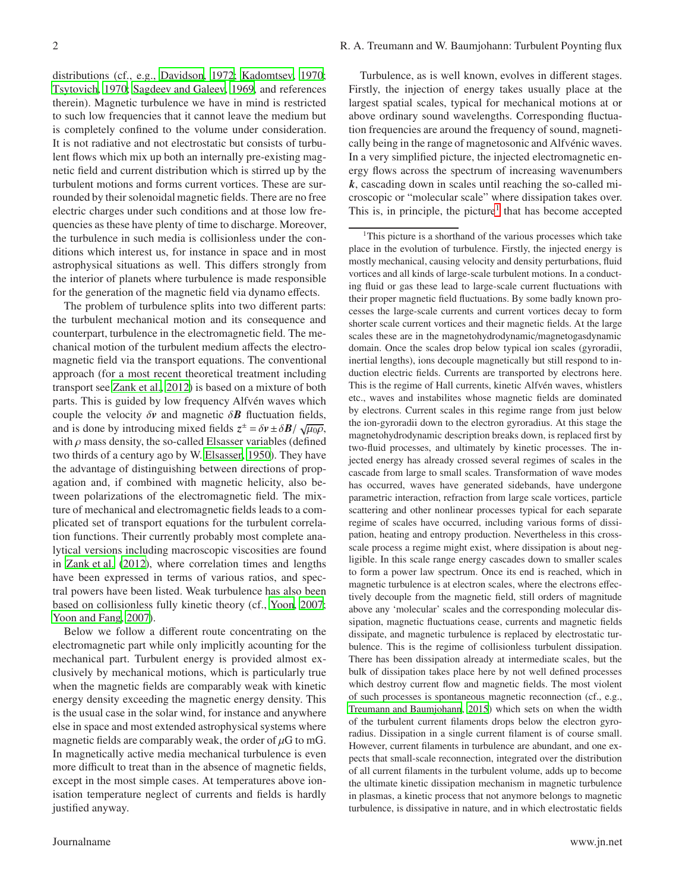distributions (cf., e.g., Davidson, 1972; Kadomtsev, 1970; Tsytovich, 1970; Sagdeev and Galeev, 1969, and references therein). Magnetic turbulence we have in mind is restricted to such low frequencies that it cannot leave the medium but is completely confined to the volume under consideration. It is not radiative and not electrostatic but consists of turbulent flows which mix up both an internally pre-existing magnetic field and current distribution which is stirred up by the turbulent motions and forms current vortices. These are surrounded by their solenoidal magnetic fields. There are no free electric charges under such conditions and at those low frequencies as these have plenty of time to discharge. Moreover, the turbulence in such media is collisionless under the conditions which interest us, for instance in space and in most astrophysical situations as well. This differs strongly from the interior of planets where turbulence is made responsible for the generation of the magnetic field via dynamo effects.

The problem of turbulence splits into two different parts: the turbulent mechanical motion and its consequence and counterpart, turbulence in the electromagnetic field. The mechanical motion of the turbulent medium affects the electromagnetic field via the transport equations. The conventional approach (for a most recent theoretical treatment including transport see Zank et al., 2012) is based on a mixture of both parts. This is guided by low frequency Alfvén waves which couple the velocity $\delta\boldsymbol{v}$ and magnetic $\delta\boldsymbol{B}$ fluctuation fields, and is done by introducing mixed fields $z^{\pm} = \delta\boldsymbol{v} \pm \delta\boldsymbol{B}/\sqrt{\mu_0\rho}$, with $\rho$ mass density, the so-called Elsasser variables (defined two thirds of a century ago by W. Elsasser, 1950). They have the advantage of distinguishing between directions of propagation and, if combined with magnetic helicity, also between polarizations of the electromagnetic field. The mixture of mechanical and electromagnetic fields leads to a complicated set of transport equations for the turbulent correlation functions. Their currently probably most complete analytical versions including macroscopic viscosities are found in Zank et al. (2012), where correlation times and lengths have been expressed in terms of various ratios, and spectral powers have been listed. Weak turbulence has also been based on collisionless fully kinetic theory (cf., Yoon, 2007; Yoon and Fang, 2007).

Below we follow a different route concentrating on the electromagnetic part while only implicitly acounting for the mechanical part. Turbulent energy is provided almost exclusively by mechanical motions, which is particularly true when the magnetic fields are comparably weak with kinetic energy density exceeding the magnetic energy density. This is the usual case in the solar wind, for instance and anywhere else in space and most extended astrophysical systems where magnetic fields are comparably weak, the order of $\mu$G to mG. In magnetically active media mechanical turbulence is even more difficult to treat than in the absence of magnetic fields, except in the most simple cases. At temperatures above ionisation temperature neglect of currents and fields is hardly justified anyway.

Turbulence, as is well known, evolves in different stages. Firstly, the injection of energy takes usually place at the largest spatial scales, typical for mechanical motions at or above ordinary sound wavelengths. Corresponding fluctuation frequencies are around the frequency of sound, magnetically being in the range of magnetosonic and Alfvénic waves. In a very simplified picture, the injected electromagnetic energy flows across the spectrum of increasing wavenumbers $\boldsymbol{k}$, cascading down in scales until reaching the so-called microscopic or "molecular scale" where dissipation takes over. This is, in principle, the picture[1] that has become accepted

[1] This picture is a shorthand of the various processes which take place in the evolution of turbulence. Firstly, the injected energy is mostly mechanical, causing velocity and density perturbations, fluid vortices and all kinds of large-scale turbulent motions. In a conducting fluid or gas these lead to large-scale current fluctuations with their proper magnetic field fluctuations. By some badly known processes the large-scale currents and current vortices decay to form shorter scale current vortices and their magnetic fields. At the large scales these are in the magnetohydrodynamic/magnetogasdynamic domain. Once the scales drop below typical ion scales (gyroradii, inertial lengths), ions decouple magnetically but still respond to induction electric fields. Currents are transported by electrons here. This is the regime of Hall currents, kinetic Alfvén waves, whistlers etc., waves and instabilites whose magnetic fields are dominated by electrons. Current scales in this regime range from just below the ion-gyroradii down to the electron gyroradius. At this stage the magnetohydrodynamic description breaks down, is replaced first by two-fluid processes, and ultimately by kinetic processes. The injected energy has already crossed several regimes of scales in the cascade from large to small scales. Transformation of wave modes has occurred, waves have generated sidebands, have undergone parametric interaction, refraction from large scale vortices, particle scattering and other nonlinear processes typical for each separate regime of scales have occurred, including various forms of dissipation, heating and entropy production. Nevertheless in this cross-scale process a regime might exist, where dissipation is about negligible. In this scale range energy cascades down to smaller scales to form a power law spectrum. Once its end is reached, which in magnetic turbulence is at electron scales, where the electrons effectively decouple from the magnetic field, still orders of magnitude above any 'molecular' scales and the corresponding molecular dissipation, magnetic fluctuations cease, currents and magnetic fields dissipate, and magnetic turbulence is replaced by electrostatic turbulence. This is the regime of collisionless turbulent dissipation. There has been dissipation already at intermediate scales, but the bulk of dissipation takes place here by not well defined processes which destroy current flow and magnetic fields. The most violent of such processes is spontaneous magnetic reconnection (cf., e.g., Treumann and Baumjohann, 2015) which sets on when the width of the turbulent current filaments drops below the electron gyroradius. Dissipation in a single current filament is of course small. However, current filaments in turbulence are abundant, and one expects that small-scale reconnection, integrated over the distribution of all current filaments in the turbulent volume, adds up to become the ultimate kinetic dissipation mechanism in magnetic turbulence in plasmas, a kinetic process that not anymore belongs to magnetic turbulence, is dissipative in nature, and in which electrostatic fields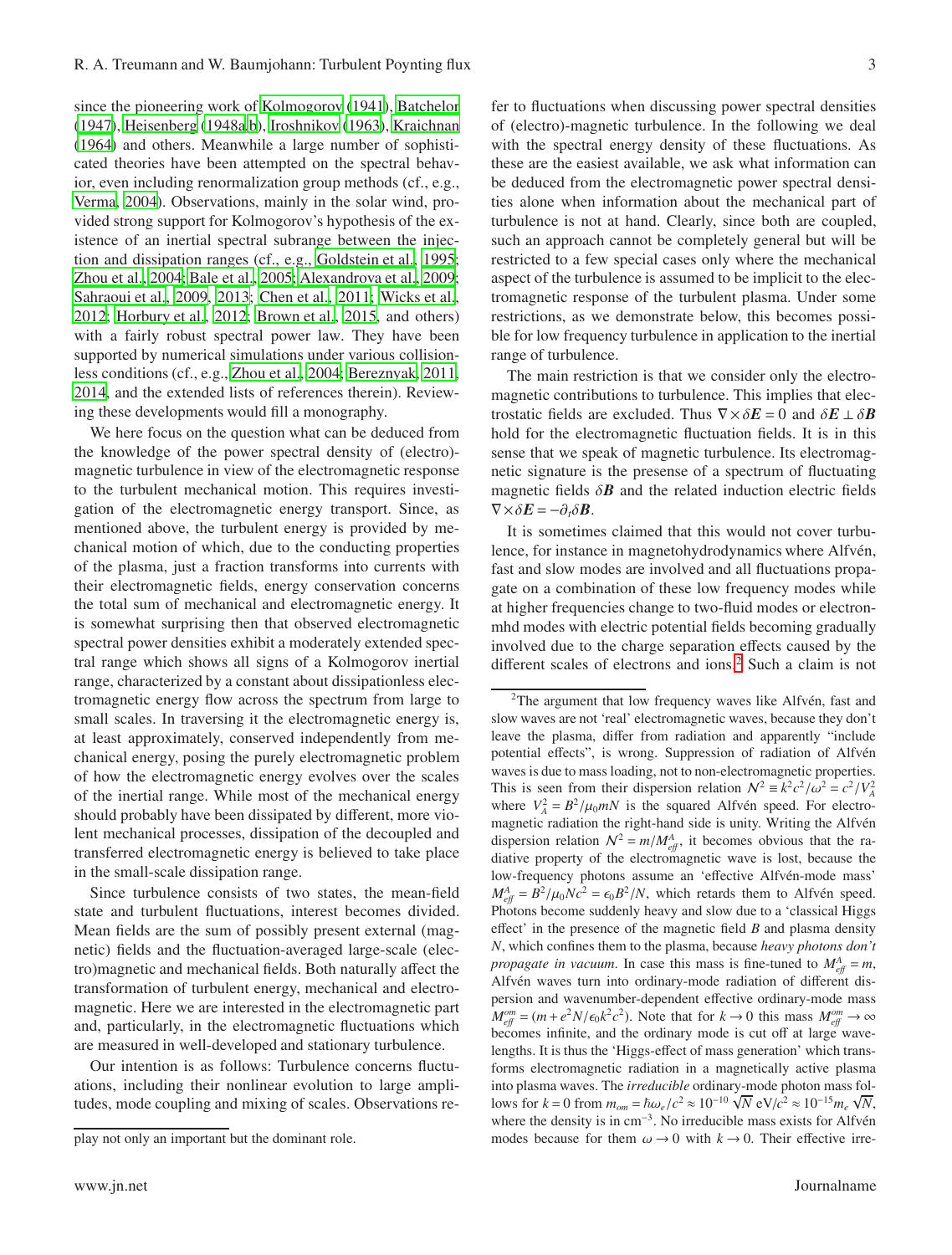since the pioneering work of Kolmogorov (1941), Batchelor (1947), Heisenberg (1948a,b), Iroshnikov (1963), Kraichnan (1964) and others. Meanwhile a large number of sophisticated theories have been attempted on the spectral behavior, even including renormalization group methods (cf., e.g., Verma, 2004). Observations, mainly in the solar wind, provided strong support for Kolmogorov's hypothesis of the existence of an inertial spectral subrange between the injection and dissipation ranges (cf., e.g., Goldstein et al., 1995; Zhou et al., 2004; Bale et al., 2005; Alexandrova et al., 2009; Sahraoui et al., 2009, 2013; Chen et al., 2011; Wicks et al., 2012; Horbury et al., 2012; Brown et al., 2015, and others) with a fairly robust spectral power law. They have been supported by numerical simulations under various collisionless conditions (cf., e.g., Zhou et al., 2004; Bereznyak, 2011, 2014, and the extended lists of references therein). Reviewing these developments would fill a monography.

We here focus on the question what can be deduced from the knowledge of the power spectral density of (electro)-magnetic turbulence in view of the electromagnetic response to the turbulent mechanical motion. This requires investigation of the electromagnetic energy transport. Since, as mentioned above, the turbulent energy is provided by mechanical motion of which, due to the conducting properties of the plasma, just a fraction transforms into currents with their electromagnetic fields, energy conservation concerns the total sum of mechanical and electromagnetic energy. It is somewhat surprising then that observed electromagnetic spectral power densities exhibit a moderately extended spectral range which shows all signs of a Kolmogorov inertial range, characterized by a constant about dissipationless electromagnetic energy flow across the spectrum from large to small scales. In traversing it the electromagnetic energy is, at least approximately, conserved independently from mechanical energy, posing the purely electromagnetic problem of how the electromagnetic energy evolves over the scales of the inertial range. While most of the mechanical energy should probably have been dissipated by different, more violent mechanical processes, dissipation of the decoupled and transferred electromagnetic energy is believed to take place in the small-scale dissipation range.

Since turbulence consists of two states, the mean-field state and turbulent fluctuations, interest becomes divided. Mean fields are the sum of possibly present external (magnetic) fields and the fluctuation-averaged large-scale (electro)magnetic and mechanical fields. Both naturally affect the transformation of turbulent energy, mechanical and electromagnetic. Here we are interested in the electromagnetic part and, particularly, in the electromagnetic fluctuations which are measured in well-developed and stationary turbulence.

Our intention is as follows: Turbulence concerns fluctuations, including their nonlinear evolution to large amplitudes, mode coupling and mixing of scales. Observations refer to fluctuations when discussing power spectral densities of (electro)-magnetic turbulence. In the following we deal with the spectral energy density of these fluctuations. As these are the easiest available, we ask what information can be deduced from the electromagnetic power spectral densities alone when information about the mechanical part of turbulence is not at hand. Clearly, since both are coupled, such an approach cannot be completely general but will be restricted to a few special cases only where the mechanical aspect of the turbulence is assumed to be implicit to the electromagnetic response of the turbulent plasma. Under some restrictions, as we demonstrate below, this becomes possible for low frequency turbulence in application to the inertial range of turbulence.

The main restriction is that we consider only the electromagnetic contributions to turbulence. This implies that electrostatic fields are excluded. Thus $\nabla\times\delta\boldsymbol{E}=0$ and $\delta\boldsymbol{E}\perp\delta\boldsymbol{B}$ hold for the electromagnetic fluctuation fields. It is in this sense that we speak of magnetic turbulence. Its electromagnetic signature is the presense of a spectrum of fluctuating magnetic fields $\delta\boldsymbol{B}$ and the related induction electric fields $\nabla\times\delta\boldsymbol{E}=-\partial_t\delta\boldsymbol{B}$.

It is sometimes claimed that this would not cover turbulence, for instance in magnetohydrodynamics where Alfvén, fast and slow modes are involved and all fluctuations propagate on a combination of these low frequency modes while at higher frequencies change to two-fluid modes or electron-mhd modes with electric potential fields becoming gradually involved due to the charge separation effects caused by the different scales of electrons and ions.[2] Such a claim is not play not only an important but the dominant role.

[2]The argument that low frequency waves like Alfvén, fast and slow waves are not 'real' electromagnetic waves, because they don't leave the plasma, differ from radiation and apparently "include potential effects", is wrong. Suppression of radiation of Alfvén waves is due to mass loading, not to non-electromagnetic properties. This is seen from their dispersion relation $\mathcal{N}^2\equiv k^2c^2/\omega^2=c^2/V_A^2$ where $V_A^2=B^2/\mu_0 mN$ is the squared Alfvén speed. For electromagnetic radiation the right-hand side is unity. Writing the Alfvén dispersion relation $\mathcal{N}^2=m/M^A_{\mathit{eff}}$, it becomes obvious that the radiative property of the electromagnetic wave is lost, because the low-frequency photons assume an 'effective Alfvén-mode mass' $M^A_{\mathit{eff}}=B^2/\mu_0 Nc^2=\epsilon_0 B^2/N$, which retards them to Alfvén speed. Photons become suddenly heavy and slow due to a 'classical Higgs effect' in the presence of the magnetic field $B$ and plasma density $N$, which confines them to the plasma, because *heavy photons don't propagate in vacuum*. In case this mass is fine-tuned to $M^A_{\mathit{eff}}=m$, Alfvén waves turn into ordinary-mode radiation of different dispersion and wavenumber-dependent effective ordinary-mode mass $M^{om}_{\mathit{eff}}=(m+e^2N/\epsilon_0 k^2c^2)$. Note that for $k\to 0$ this mass $M^{om}_{\mathit{eff}}\to\infty$ becomes infinite, and the ordinary mode is cut off at large wavelengths. It is thus the 'Higgs-effect of mass generation' which transforms electromagnetic radiation in a magnetically active plasma into plasma waves. The *irreducible* ordinary-mode photon mass follows for $k=0$ from $m_{om}=\hbar\omega_e/c^2\approx 10^{-10}\sqrt{N}$ eV/$c^2\approx 10^{-15}m_e\sqrt{N}$, where the density is in cm$^{-3}$. No irreducible mass exists for Alfvén modes because for them $\omega\to 0$ with $k\to 0$. Their effective irre-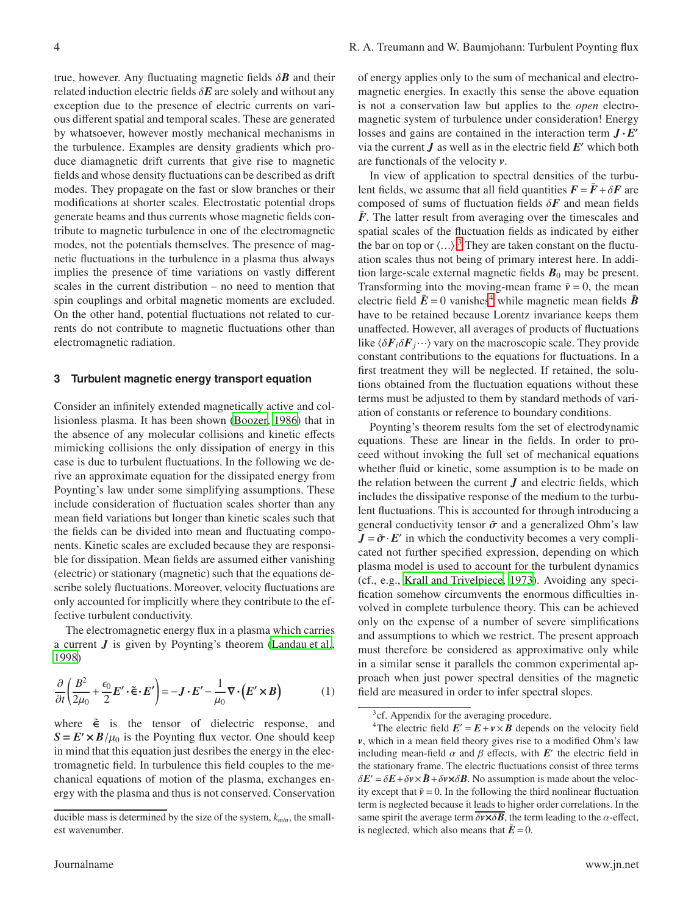true, however. Any fluctuating magnetic fields $\delta\boldsymbol{B}$ and their related induction electric fields $\delta\boldsymbol{E}$ are solely and without any exception due to the presence of electric currents on various different spatial and temporal scales. These are generated by whatsoever, however mostly mechanical mechanisms in the turbulence. Examples are density gradients which produce diamagnetic drift currents that give rise to magnetic fields and whose density fluctuations can be described as drift modes. They propagate on the fast or slow branches or their modifications at shorter scales. Electrostatic potential drops generate beams and thus currents whose magnetic fields contribute to magnetic turbulence in one of the electromagnetic modes, not the potentials themselves. The presence of magnetic fluctuations in the turbulence in a plasma thus always implies the presence of time variations on vastly different scales in the current distribution – no need to mention that spin couplings and orbital magnetic moments are excluded. On the other hand, potential fluctuations not related to currents do not contribute to magnetic fluctuations other than electromagnetic radiation.

ducible mass is determined by the size of the system, $k_{min}$, the smallest wavenumber.

## 3 Turbulent magnetic energy transport equation

Consider an infinitely extended magnetically active and collisionless plasma. It has been shown (Boozer, 1986) that in the absence of any molecular collisions and kinetic effects mimicking collisions the only dissipation of energy in this case is due to turbulent fluctuations. In the following we derive an approximate equation for the dissipated energy from Poynting's law under some simplifying assumptions. These include consideration of fluctuation scales shorter than any mean field variations but longer than kinetic scales such that the fields can be divided into mean and fluctuating components. Kinetic scales are excluded because they are responsible for dissipation. Mean fields are assumed either vanishing (electric) or stationary (magnetic) such that the equations describe solely fluctuations. Moreover, velocity fluctuations are only accounted for implicitly where they contribute to the effective turbulent conductivity.

The electromagnetic energy flux in a plasma which carries a current $\boldsymbol{J}$ is given by Poynting's theorem (Landau et al., 1998)

$$\frac{\partial}{\partial t}\left(\frac{B^2}{2\mu_0}+\frac{\epsilon_0}{2}\boldsymbol{E}'\cdot\tilde{\boldsymbol{\epsilon}}\cdot\boldsymbol{E}'\right)=-\boldsymbol{J}\cdot\boldsymbol{E}'-\frac{1}{\mu_0}\nabla\cdot\left(\boldsymbol{E}'\times\boldsymbol{B}\right) \qquad (1)$$

where $\tilde{\boldsymbol{\epsilon}}$ is the tensor of dielectric response, and $\boldsymbol{S}=\boldsymbol{E}'\times\boldsymbol{B}/\mu_0$ is the Poynting flux vector. One should keep in mind that this equation just desribes the energy in the electromagnetic field. In turbulence this field couples to the mechanical equations of motion of the plasma, exchanges energy with the plasma and thus is not conserved. Conservation of energy applies only to the sum of mechanical and electromagnetic energies. In exactly this sense the above equation is not a conservation law but applies to the *open* electromagnetic system of turbulence under consideration! Energy losses and gains are contained in the interaction term $\boldsymbol{J}\cdot\boldsymbol{E}'$ via the current $\boldsymbol{J}$ as well as in the electric field $\boldsymbol{E}'$ which both are functionals of the velocity $\boldsymbol{v}$.

In view of application to spectral densities of the turbulent fields, we assume that all field quantities $\boldsymbol{F}=\bar{\boldsymbol{F}}+\delta\boldsymbol{F}$ are composed of sums of fluctuation fields $\delta\boldsymbol{F}$ and mean fields $\bar{\boldsymbol{F}}$. The latter result from averaging over the timescales and spatial scales of the fluctuation fields as indicated by either the bar on top or $\langle\ldots\rangle$.[3] They are taken constant on the fluctuation scales thus not being of primary interest here. In addition large-scale external magnetic fields $\boldsymbol{B}_0$ may be present. Transforming into the moving-mean frame $\bar{\boldsymbol{v}}=0$, the mean electric field $\bar{\boldsymbol{E}}=0$ vanishes[4] while magnetic mean fields $\bar{\boldsymbol{B}}$ have to be retained because Lorentz invariance keeps them unaffected. However, all averages of products of fluctuations like $\langle\delta\boldsymbol{F}_i\delta\boldsymbol{F}_j\cdots\rangle$ vary on the macroscopic scale. They provide constant contributions to the equations for fluctuations. In a first treatment they will be neglected. If retained, the solutions obtained from the fluctuation equations without these terms must be adjusted to them by standard methods of variation of constants or reference to boundary conditions.

Poynting's theorem results fom the set of electrodynamic equations. These are linear in the fields. In order to proceed without invoking the full set of mechanical equations whether fluid or kinetic, some assumption is to be made on the relation between the current $\boldsymbol{J}$ and electric fields, which includes the dissipative response of the medium to the turbulent fluctuations. This is accounted for through introducing a general conductivity tensor $\tilde{\boldsymbol{\sigma}}$ and a generalized Ohm's law $\boldsymbol{J}=\tilde{\boldsymbol{\sigma}}\cdot\boldsymbol{E}'$ in which the conductivity becomes a very complicated not further specified expression, depending on which plasma model is used to account for the turbulent dynamics (cf., e.g., Krall and Trivelpiece, 1973). Avoiding any specification somehow circumvents the enormous difficulties involved in complete turbulence theory. This can be achieved only on the expense of a number of severe simplifications and assumptions to which we restrict. The present approach must therefore be considered as approximative only while in a similar sense it parallels the common experimental approach when just power spectral densities of the magnetic field are measured in order to infer spectral slopes.

[3] cf. Appendix for the averaging procedure.

[4] The electric field $\boldsymbol{E}'=\boldsymbol{E}+\boldsymbol{v}\times\boldsymbol{B}$ depends on the velocity field $\boldsymbol{v}$, which in a mean field theory gives rise to a modified Ohm's law including mean-field $\alpha$ and $\beta$ effects, with $\boldsymbol{E}'$ the electric field in the stationary frame. The electric fluctuations consist of three terms $\delta\boldsymbol{E}'=\delta\boldsymbol{E}+\delta\boldsymbol{v}\times\bar{\boldsymbol{B}}+\delta\boldsymbol{v}\times\delta\boldsymbol{B}$. No assumption is made about the velocity except that $\bar{\boldsymbol{v}}=0$. In the following third nonlinear fluctuation term is neglected because it leads to higher order correlations. In the same spirit the average term $\overline{\delta\boldsymbol{v}\times\delta\boldsymbol{B}}$, the term leading to the $\alpha$-effect, is neglected, which also means that $\bar{\boldsymbol{E}}=0$.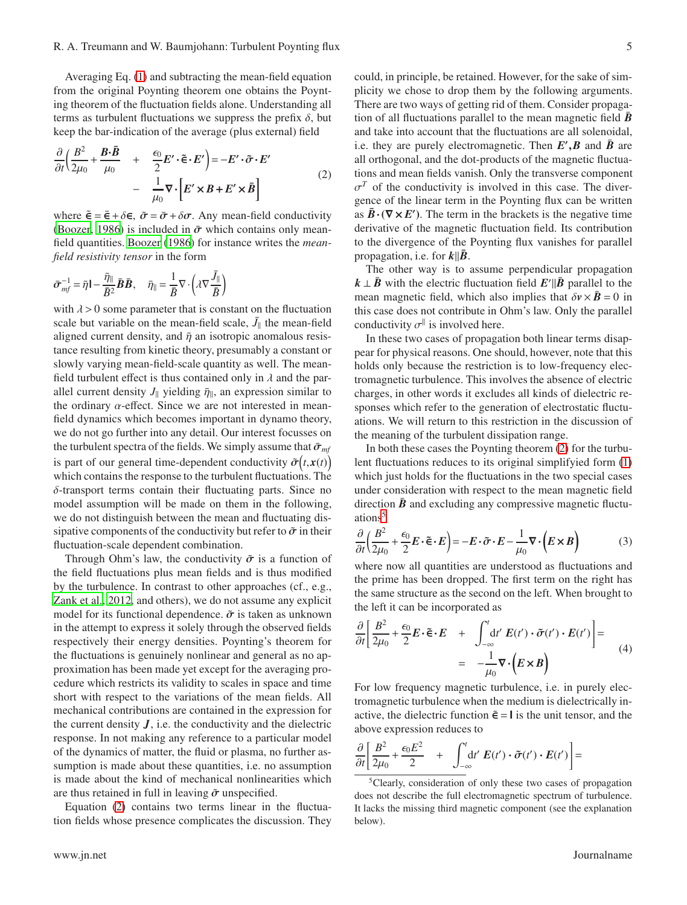Averaging Eq. (1) and subtracting the mean-field equation from the original Poynting theorem one obtains the Poynting theorem of the fluctuation fields alone. Understanding all terms as turbulent fluctuations we suppress the prefix $\delta$, but keep the bar-indication of the average (plus external) field

$$
\begin{aligned}
\frac{\partial}{\partial t}\Big(\frac{B^2}{2\mu_0}+\frac{\boldsymbol{B}\cdot\bar{\boldsymbol{B}}}{\mu_0} \quad &+ \quad \frac{\epsilon_0}{2}\boldsymbol{E}'\cdot\tilde{\boldsymbol{\epsilon}}\cdot\boldsymbol{E}'\Big) = -\boldsymbol{E}'\cdot\tilde{\boldsymbol{\sigma}}\cdot\boldsymbol{E}' \\
&- \quad \frac{1}{\mu_0}\nabla\cdot\Big[\boldsymbol{E}'\times\boldsymbol{B}+\boldsymbol{E}'\times\bar{\boldsymbol{B}}\Big]
\end{aligned}
\tag{2}
$$

where $\tilde{\boldsymbol{\epsilon}}=\bar{\boldsymbol{\epsilon}}+\delta\boldsymbol{\epsilon}$, $\tilde{\boldsymbol{\sigma}}=\bar{\boldsymbol{\sigma}}+\delta\boldsymbol{\sigma}$. Any mean-field conductivity (Boozer, 1986) is included in $\bar{\boldsymbol{\sigma}}$ which contains only mean-field quantities. Boozer (1986) for instance writes the *mean-field resistivity tensor* in the form

$$
\bar{\boldsymbol{\sigma}}_{mf}^{-1}=\bar{\eta}\mathsf{I}-\frac{\bar{\eta}_\parallel}{\bar{B}^2}\bar{\boldsymbol{B}}\bar{\boldsymbol{B}}, \quad \bar{\eta}_\parallel=\frac{1}{\bar{B}}\nabla\cdot\Big(\lambda\nabla\frac{\bar{J}_\parallel}{\bar{B}}\Big)
$$

with $\lambda>0$ some parameter that is constant on the fluctuation scale but variable on the mean-field scale, $\bar{J}_\parallel$ the mean-field aligned current density, and $\bar{\eta}$ an isotropic anomalous resistance resulting from kinetic theory, presumably a constant or slowly varying mean-field-scale quantity as well. The mean-field turbulent effect is thus contained only in $\lambda$ and the parallel current density $J_\parallel$ yielding $\bar{\eta}_\parallel$, an expression similar to the ordinary $\alpha$-effect. Since we are not interested in mean-field dynamics which becomes important in dynamo theory, we do not go further into any detail. Our interest focusses on the turbulent spectra of the fields. We simply assume that $\bar{\boldsymbol{\sigma}}_{mf}$ is part of our general time-dependent conductivity $\tilde{\boldsymbol{\sigma}}\big(t,\boldsymbol{x}(t)\big)$ which contains the response to the turbulent fluctuations. The $\delta$-transport terms contain their fluctuating parts. Since no model assumption will be made on them in the following, we do not distinguish between the mean and fluctuating dissipative components of the conductivity but refer to $\tilde{\boldsymbol{\sigma}}$ in their fluctuation-scale dependent combination.

Through Ohm's law, the conductivity $\tilde{\boldsymbol{\sigma}}$ is a function of the field fluctuations plus mean fields and is thus modified by the turbulence. In contrast to other approaches (cf., e.g., Zank et al., 2012, and others), we do not assume any explicit model for its functional dependence. $\tilde{\boldsymbol{\sigma}}$ is taken as unknown in the attempt to express it solely through the observed fields respectively their energy densities. Poynting's theorem for the fluctuations is genuinely nonlinear and general as no approximation has been made yet except for the averaging procedure which restricts its validity to scales in space and time short with respect to the variations of the mean fields. All mechanical contributions are contained in the expression for the current density $\boldsymbol{J}$, i.e. the conductivity and the dielectric response. In not making any reference to a particular model of the dynamics of matter, the fluid or plasma, no further assumption is made about these quantities, i.e. no assumption is made about the kind of mechanical nonlinearities which are thus retained in full in leaving $\tilde{\boldsymbol{\sigma}}$ unspecified.

Equation (2) contains two terms linear in the fluctuation fields whose presence complicates the discussion. They could, in principle, be retained. However, for the sake of simplicity we chose to drop them by the following arguments. There are two ways of getting rid of them. Consider propagation of all fluctuations parallel to the mean magnetic field $\bar{\boldsymbol{B}}$ and take into account that the fluctuations are all solenoidal, i.e. they are purely electromagnetic. Then $\boldsymbol{E}',\boldsymbol{B}$ and $\bar{\boldsymbol{B}}$ are all orthogonal, and the dot-products of the magnetic fluctuations and mean fields vanish. Only the transverse component $\sigma^T$ of the conductivity is involved in this case. The divergence of the linear term in the Poynting flux can be written as $\bar{\boldsymbol{B}}\cdot(\nabla\times\boldsymbol{E}')$. The term in the brackets is the negative time derivative of the magnetic fluctuation field. Its contribution to the divergence of the Poynting flux vanishes for parallel propagation, i.e. for $\boldsymbol{k}\|\bar{\boldsymbol{B}}$.

The other way is to assume perpendicular propagation $\boldsymbol{k}\perp\bar{\boldsymbol{B}}$ with the electric fluctuation field $\boldsymbol{E}'\|\bar{\boldsymbol{B}}$ parallel to the mean magnetic field, which also implies that $\delta\boldsymbol{v}\times\bar{\boldsymbol{B}}=0$ in this case does not contribute in Ohm's law. Only the parallel conductivity $\sigma^\parallel$ is involved here.

In these two cases of propagation both linear terms disappear for physical reasons. One should, however, note that this holds only because the restriction is to low-frequency electromagnetic turbulence. This involves the absence of electric charges, in other words it excludes all kinds of dielectric responses which refer to the generation of electrostatic fluctuations. We will return to this restriction in the discussion of the meaning of the turbulent dissipation range.

In both these cases the Poynting theorem (2) for the turbulent fluctuations reduces to its original simplifyied form (1) which just holds for the fluctuations in the two special cases under consideration with respect to the mean magnetic field direction $\bar{\boldsymbol{B}}$ and excluding any compressive magnetic fluctuations[5]

$$
\frac{\partial}{\partial t}\Big(\frac{B^2}{2\mu_0}+\frac{\epsilon_0}{2}\boldsymbol{E}\cdot\tilde{\boldsymbol{\epsilon}}\cdot\boldsymbol{E}\Big)=-\boldsymbol{E}\cdot\tilde{\boldsymbol{\sigma}}\cdot\boldsymbol{E}-\frac{1}{\mu_0}\nabla\cdot\Big(\boldsymbol{E}\times\boldsymbol{B}\Big) \tag{3}
$$

where now all quantities are understood as fluctuations and the prime has been dropped. The first term on the right has the same structure as the second on the left. When brought to the left it can be incorporated as

$$
\begin{aligned}
\frac{\partial}{\partial t}\Big[\frac{B^2}{2\mu_0}+\frac{\epsilon_0}{2}\boldsymbol{E}\cdot\tilde{\boldsymbol{\epsilon}}\cdot\boldsymbol{E} \quad &+ \quad \int_{-\infty}^{t}\mathrm{d}t'\,\boldsymbol{E}(t')\cdot\tilde{\boldsymbol{\sigma}}(t')\cdot\boldsymbol{E}(t')\Big] = \\
&= \quad -\frac{1}{\mu_0}\nabla\cdot\Big(\boldsymbol{E}\times\boldsymbol{B}\Big)
\end{aligned}
\tag{4}
$$

For low frequency magnetic turbulence, i.e. in purely electromagnetic turbulence when the medium is dielectrically inactive, the dielectric function $\tilde{\boldsymbol{\epsilon}}=\mathsf{I}$ is the unit tensor, and the above expression reduces to

$$
\frac{\partial}{\partial t}\Big[\frac{B^2}{2\mu_0}+\frac{\epsilon_0 E^2}{2} \quad + \quad \int_{-\infty}^{t}\mathrm{d}t'\,\boldsymbol{E}(t')\cdot\tilde{\boldsymbol{\sigma}}(t')\cdot\boldsymbol{E}(t')\Big]=
$$

[5] Clearly, consideration of only these two cases of propagation does not describe the full electromagnetic spectrum of turbulence. It lacks the missing third magnetic component (see the explanation below).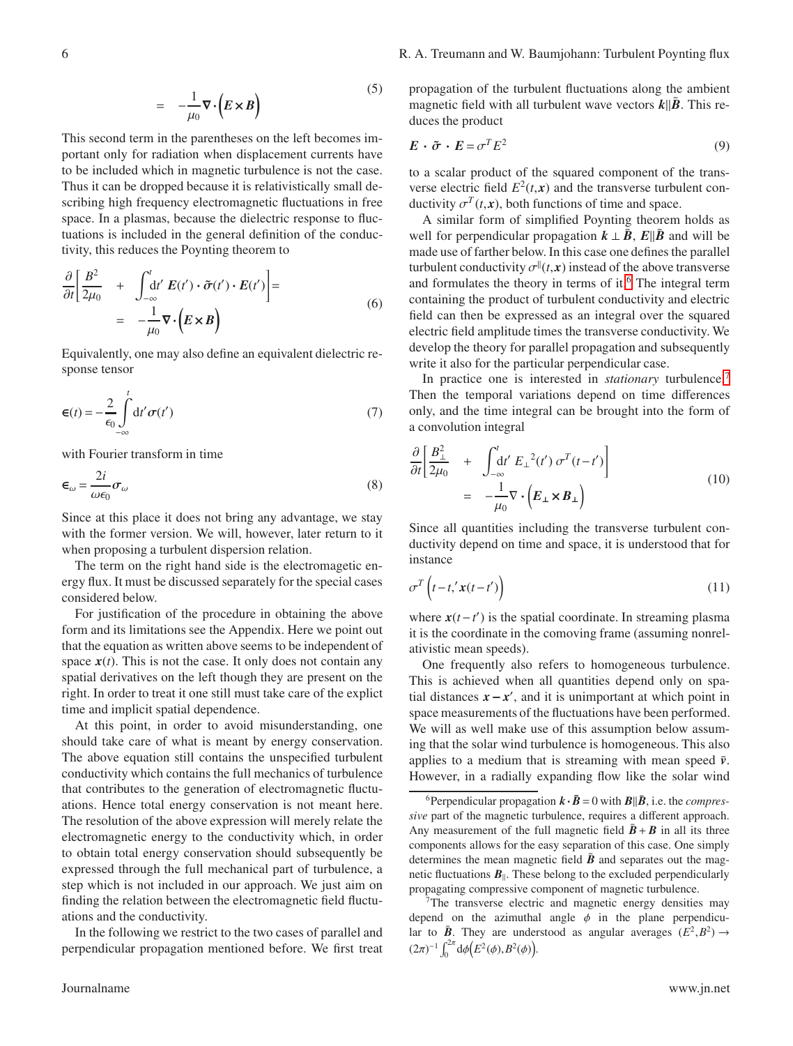$$= \quad -\frac{1}{\mu_0}\nabla\cdot\Big(\boldsymbol{E}\times\boldsymbol{B}\Big) \tag{5}$$

This second term in the parentheses on the left becomes important only for radiation when displacement currents have to be included which in magnetic turbulence is not the case. Thus it can be dropped because it is relativistically small describing high frequency electromagnetic fluctuations in free space. In a plasmas, because the dielectric response to fluctuations is included in the general definition of the conductivity, this reduces the Poynting theorem to

$$\frac{\partial}{\partial t}\left[\frac{B^2}{2\mu_0} + \int_{-\infty}^{t} \mathrm{d}t'\, \boldsymbol{E}(t')\cdot\tilde{\boldsymbol{\sigma}}(t')\cdot\boldsymbol{E}(t')\right] = \quad -\frac{1}{\mu_0}\nabla\cdot\Big(\boldsymbol{E}\times\boldsymbol{B}\Big) \tag{6}$$

Equivalently, one may also define an equivalent dielectric response tensor

$$\boldsymbol{\epsilon}(t) = -\frac{2}{\epsilon_0}\int_{-\infty}^{t}\mathrm{d}t'\boldsymbol{\sigma}(t') \tag{7}$$

with Fourier transform in time

$$\boldsymbol{\epsilon}_\omega = \frac{2i}{\omega\epsilon_0}\boldsymbol{\sigma}_\omega \tag{8}$$

Since at this place it does not bring any advantage, we stay with the former version. We will, however, later return to it when proposing a turbulent dispersion relation.

The term on the right hand side is the electromagetic energy flux. It must be discussed separately for the special cases considered below.

For justification of the procedure in obtaining the above form and its limitations see the Appendix. Here we point out that the equation as written above seems to be independent of space $\boldsymbol{x}(t)$. This is not the case. It only does not contain any spatial derivatives on the left though they are present on the right. In order to treat it one still must take care of the explict time and implicit spatial dependence.

At this point, in order to avoid misunderstanding, one should take care of what is meant by energy conservation. The above equation still contains the unspecified turbulent conductivity which contains the full mechanics of turbulence that contributes to the generation of electromagnetic fluctuations. Hence total energy conservation is not meant here. The resolution of the above expression will merely relate the electromagnetic energy to the conductivity which, in order to obtain total energy conservation should subsequently be expressed through the full mechanical part of turbulence, a step which is not included in our approach. We just aim on finding the relation between the electromagnetic field fluctuations and the conductivity.

In the following we restrict to the two cases of parallel and perpendicular propagation mentioned before. We first treat propagation of the turbulent fluctuations along the ambient magnetic field with all turbulent wave vectors $\boldsymbol{k}\|\bar{\boldsymbol{B}}$. This reduces the product

$$\boldsymbol{E}\cdot\tilde{\boldsymbol{\sigma}}\cdot\boldsymbol{E} = \sigma^T E^2 \tag{9}$$

to a scalar product of the squared component of the transverse electric field $E^2(t,\boldsymbol{x})$ and the transverse turbulent conductivity $\sigma^T(t,\boldsymbol{x})$, both functions of time and space.

A similar form of simplified Poynting theorem holds as well for perpendicular propagation $\boldsymbol{k}\perp\bar{\boldsymbol{B}}$, $\boldsymbol{E}\|\bar{\boldsymbol{B}}$ and will be made use of farther below. In this case one defines the parallel turbulent conductivity $\sigma^{\|}(t,\boldsymbol{x})$ instead of the above transverse and formulates the theory in terms of it.[6] The integral term containing the product of turbulent conductivity and electric field can then be expressed as an integral over the squared electric field amplitude times the transverse conductivity. We develop the theory for parallel propagation and subsequently write it also for the particular perpendicular case.

In practice one is interested in *stationary* turbulence.[7] Then the temporal variations depend on time differences only, and the time integral can be brought into the form of a convolution integral

$$\frac{\partial}{\partial t}\left[\frac{B_\perp^2}{2\mu_0} + \int_{-\infty}^{t}\mathrm{d}t'\, {E_\perp}^2(t')\,\sigma^T(t-t')\right] = \quad -\frac{1}{\mu_0}\nabla\cdot\Big(\boldsymbol{E}_\perp\times\boldsymbol{B}_\perp\Big) \tag{10}$$

Since all quantities including the transverse turbulent conductivity depend on time and space, it is understood that for instance

$$\sigma^T\Big(t-t,'\,\boldsymbol{x}(t-t')\Big) \tag{11}$$

where $\boldsymbol{x}(t-t')$ is the spatial coordinate. In streaming plasma it is the coordinate in the comoving frame (assuming nonrelativistic mean speeds).

One frequently also refers to homogeneous turbulence. This is achieved when all quantities depend only on spatial distances $\boldsymbol{x}-\boldsymbol{x}'$, and it is unimportant at which point in space measurements of the fluctuations have been performed. We will as well make use of this assumption below assuming that the solar wind turbulence is homogeneous. This also applies to a medium that is streaming with mean speed $\bar{\boldsymbol{v}}$. However, in a radially expanding flow like the solar wind

[6] Perpendicular propagation $\boldsymbol{k}\cdot\bar{\boldsymbol{B}} = 0$ with $\boldsymbol{B}\|\bar{\boldsymbol{B}}$, i.e. the *compressive* part of the magnetic turbulence, requires a different approach. Any measurement of the full magnetic field $\bar{\boldsymbol{B}}+\boldsymbol{B}$ in all its three components allows for the easy separation of this case. One simply determines the mean magnetic field $\bar{\boldsymbol{B}}$ and separates out the magnetic fluctuations $\boldsymbol{B}_\|$. These belong to the excluded perpendicularly propagating compressive component of magnetic turbulence.

[7] The transverse electric and magnetic energy densities may depend on the azimuthal angle $\phi$ in the plane perpendicular to $\bar{\boldsymbol{B}}$. They are understood as angular averages $(E^2,B^2)\to(2\pi)^{-1}\int_0^{2\pi}\mathrm{d}\phi\Big(E^2(\phi),B^2(\phi)\Big)$.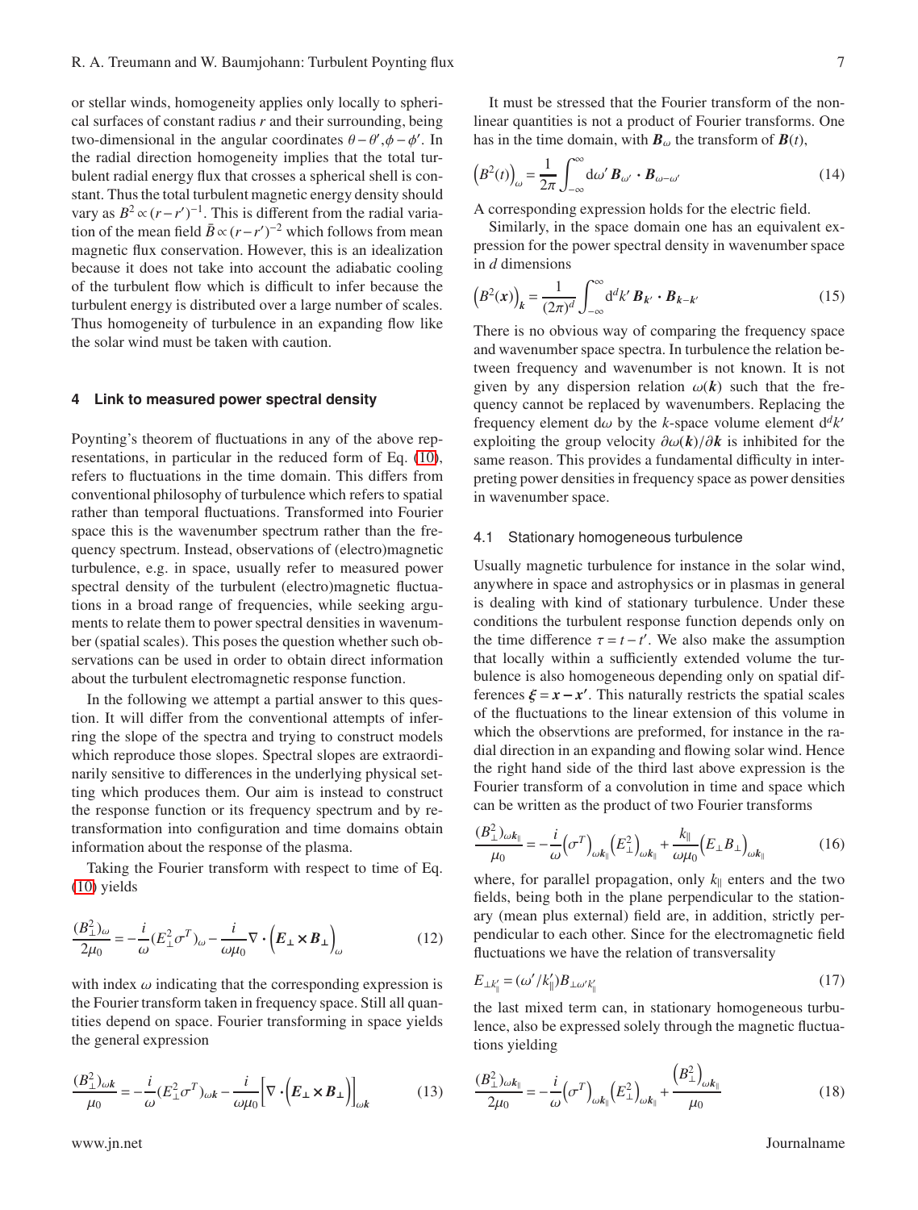or stellar winds, homogeneity applies only locally to spherical surfaces of constant radius $r$ and their surrounding, being two-dimensional in the angular coordinates $\theta-\theta', \phi-\phi'$. In the radial direction homogeneity implies that the total turbulent radial energy flux that crosses a spherical shell is constant. Thus the total turbulent magnetic energy density should vary as $B^2 \propto (r-r')^{-1}$. This is different from the radial variation of the mean field $\bar{B} \propto (r-r')^{-2}$ which follows from mean magnetic flux conservation. However, this is an idealization because it does not take into account the adiabatic cooling of the turbulent flow which is difficult to infer because the turbulent energy is distributed over a large number of scales. Thus homogeneity of turbulence in an expanding flow like the solar wind must be taken with caution.

## 4 Link to measured power spectral density

Poynting's theorem of fluctuations in any of the above representations, in particular in the reduced form of Eq. (10), refers to fluctuations in the time domain. This differs from conventional philosophy of turbulence which refers to spatial rather than temporal fluctuations. Transformed into Fourier space this is the wavenumber spectrum rather than the frequency spectrum. Instead, observations of (electro)magnetic turbulence, e.g. in space, usually refer to measured power spectral density of the turbulent (electro)magnetic fluctuations in a broad range of frequencies, while seeking arguments to relate them to power spectral densities in wavenumber (spatial scales). This poses the question whether such observations can be used in order to obtain direct information about the turbulent electromagnetic response function.

In the following we attempt a partial answer to this question. It will differ from the conventional attempts of inferring the slope of the spectra and trying to construct models which reproduce those slopes. Spectral slopes are extraordinarily sensitive to differences in the underlying physical setting which produces them. Our aim is instead to construct the response function or its frequency spectrum and by retransformation into configuration and time domains obtain information about the response of the plasma.

Taking the Fourier transform with respect to time of Eq. (10) yields

$$\frac{(B_\perp^2)_\omega}{2\mu_0} = -\frac{i}{\omega}(E_\perp^2\sigma^T)_\omega - \frac{i}{\omega\mu_0}\nabla\cdot\Big(\boldsymbol{E}_\perp\times\boldsymbol{B}_\perp\Big)_\omega \tag{12}$$

with index $\omega$ indicating that the corresponding expression is the Fourier transform taken in frequency space. Still all quantities depend on space. Fourier transforming in space yields the general expression

$$\frac{(B_\perp^2)_{\omega k}}{\mu_0} = -\frac{i}{\omega}(E_\perp^2\sigma^T)_{\omega k} - \frac{i}{\omega\mu_0}\Big[\nabla\cdot\Big(\boldsymbol{E}_\perp\times\boldsymbol{B}_\perp\Big)\Big]_{\omega \boldsymbol{k}} \tag{13}$$

It must be stressed that the Fourier transform of the nonlinear quantities is not a product of Fourier transforms. One has in the time domain, with $\boldsymbol{B}_\omega$ the transform of $\boldsymbol{B}(t)$,

$$\Big(B^2(t)\Big)_\omega = \frac{1}{2\pi}\int_{-\infty}^{\infty} \mathrm{d}\omega'\,\boldsymbol{B}_{\omega'}\cdot\boldsymbol{B}_{\omega-\omega'} \tag{14}$$

A corresponding expression holds for the electric field.

Similarly, in the space domain one has an equivalent expression for the power spectral density in wavenumber space in $d$ dimensions

$$\Big(B^2(\boldsymbol{x})\Big)_{\boldsymbol{k}} = \frac{1}{(2\pi)^d}\int_{-\infty}^{\infty} \mathrm{d}^d k'\,\boldsymbol{B}_{\boldsymbol{k}'}\cdot\boldsymbol{B}_{\boldsymbol{k}-\boldsymbol{k}'} \tag{15}$$

There is no obvious way of comparing the frequency space and wavenumber space spectra. In turbulence the relation between frequency and wavenumber is not known. It is not given by any dispersion relation $\omega(\boldsymbol{k})$ such that the frequency cannot be replaced by wavenumbers. Replacing the frequency element $\mathrm{d}\omega$ by the $k$-space volume element $\mathrm{d}^d k'$ exploiting the group velocity $\partial\omega(\boldsymbol{k})/\partial\boldsymbol{k}$ is inhibited for the same reason. This provides a fundamental difficulty in interpreting power densities in frequency space as power densities in wavenumber space.

### 4.1 Stationary homogeneous turbulence

Usually magnetic turbulence for instance in the solar wind, anywhere in space and astrophysics or in plasmas in general is dealing with kind of stationary turbulence. Under these conditions the turbulent response function depends only on the time difference $\tau = t - t'$. We also make the assumption that locally within a sufficiently extended volume the turbulence is also homogeneous depending only on spatial differences $\boldsymbol{\xi} = \boldsymbol{x} - \boldsymbol{x}'$. This naturally restricts the spatial scales of the fluctuations to the linear extension of this volume in which the observtions are preformed, for instance in the radial direction in an expanding and flowing solar wind. Hence the right hand side of the third last above expression is the Fourier transform of a convolution in time and space which can be written as the product of two Fourier transforms

$$\frac{(B_\perp^2)_{\omega k_\parallel}}{\mu_0} = -\frac{i}{\omega}\Big(\sigma^T\Big)_{\omega \boldsymbol{k}_\parallel}\Big(E_\perp^2\Big)_{\omega k_\parallel} + \frac{k_\parallel}{\omega\mu_0}\Big(E_\perp B_\perp\Big)_{\omega \boldsymbol{k}_\parallel} \tag{16}$$

where, for parallel propagation, only $k_\parallel$ enters and the two fields, being both in the plane perpendicular to the stationary (mean plus external) field are, in addition, strictly perpendicular to each other. Since for the electromagnetic field fluctuations we have the relation of transversality

$$E_{\perp k'_\parallel} = (\omega'/k'_\parallel)B_{\perp\omega' k'_\parallel} \tag{17}$$

the last mixed term can, in stationary homogeneous turbulence, also be expressed solely through the magnetic fluctuations yielding

$$\frac{(B_\perp^2)_{\omega k_\parallel}}{2\mu_0} = -\frac{i}{\omega}\Big(\sigma^T\Big)_{\omega \boldsymbol{k}_\parallel}\Big(E_\perp^2\Big)_{\omega \boldsymbol{k}_\parallel} + \frac{\Big(B_\perp^2\Big)_{\omega \boldsymbol{k}_\parallel}}{\mu_0} \tag{18}$$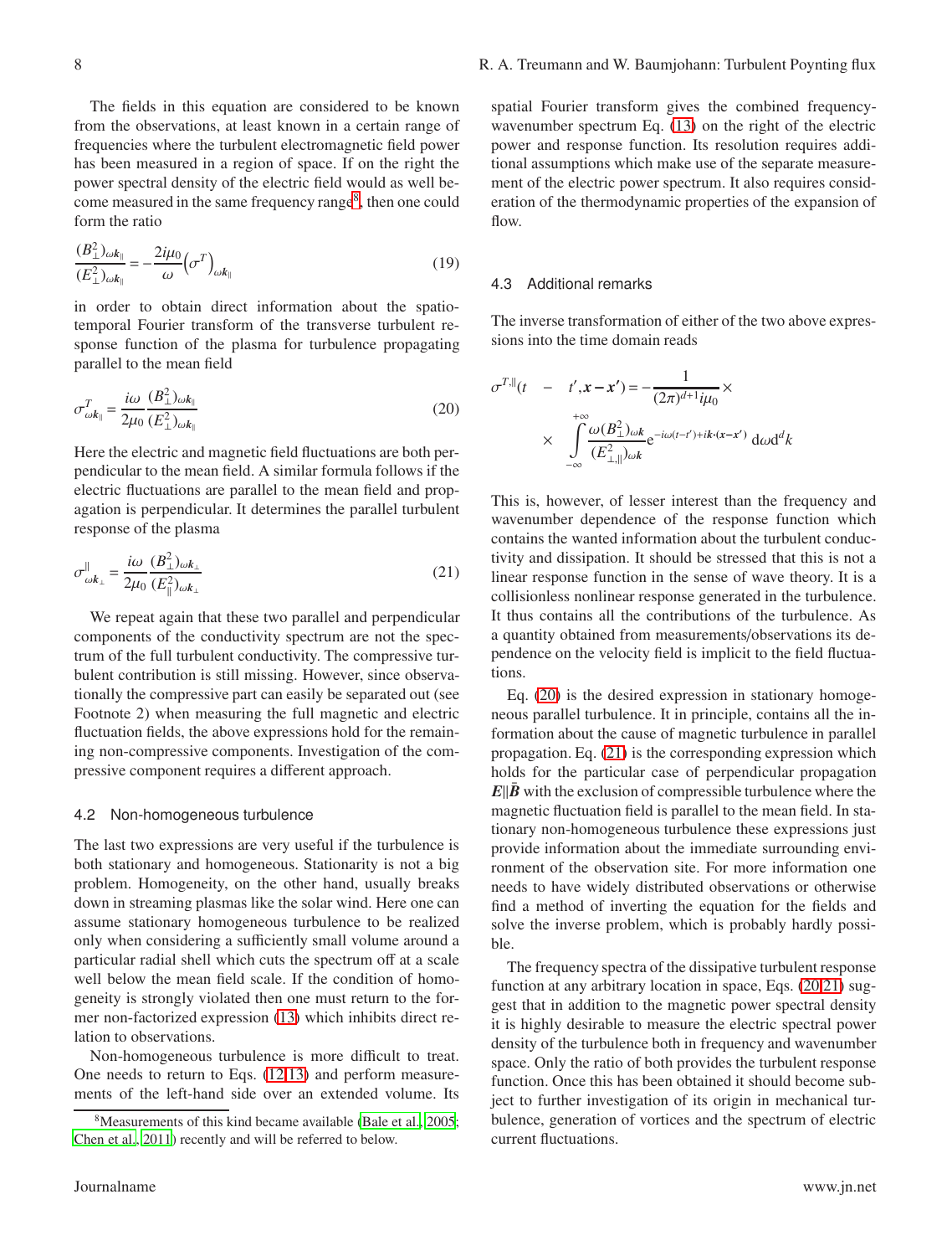The fields in this equation are considered to be known from the observations, at least known in a certain range of frequencies where the turbulent electromagnetic field power has been measured in a region of space. If on the right the power spectral density of the electric field would as well become measured in the same frequency range[8], then one could form the ratio

$$\frac{(B_\perp^2)_{\omega \boldsymbol{k}_\parallel}}{(E_\perp^2)_{\omega \boldsymbol{k}_\parallel}} = -\frac{2i\mu_0}{\omega}\left(\sigma^T\right)_{\omega \boldsymbol{k}_\parallel} \tag{19}$$

in order to obtain direct information about the spatio-temporal Fourier transform of the transverse turbulent response function of the plasma for turbulence propagating parallel to the mean field

$$\sigma^T_{\omega \boldsymbol{k}_\parallel} = \frac{i\omega}{2\mu_0}\frac{(B_\perp^2)_{\omega \boldsymbol{k}_\parallel}}{(E_\perp^2)_{\omega \boldsymbol{k}_\parallel}} \tag{20}$$

Here the electric and magnetic field fluctuations are both perpendicular to the mean field. A similar formula follows if the electric fluctuations are parallel to the mean field and propagation is perpendicular. It determines the parallel turbulent response of the plasma

$$\sigma^\parallel_{\omega \boldsymbol{k}_\perp} = \frac{i\omega}{2\mu_0}\frac{(B_\perp^2)_{\omega \boldsymbol{k}_\perp}}{(E_\parallel^2)_{\omega \boldsymbol{k}_\perp}} \tag{21}$$

We repeat again that these two parallel and perpendicular components of the conductivity spectrum are not the spectrum of the full turbulent conductivity. The compressive turbulent contribution is still missing. However, since observationally the compressive part can easily be separated out (see Footnote 2) when measuring the full magnetic and electric fluctuation fields, the above expressions hold for the remaining non-compressive components. Investigation of the compressive component requires a different approach.

### 4.2 Non-homogeneous turbulence

The last two expressions are very useful if the turbulence is both stationary and homogeneous. Stationarity is not a big problem. Homogeneity, on the other hand, usually breaks down in streaming plasmas like the solar wind. Here one can assume stationary homogeneous turbulence to be realized only when considering a sufficiently small volume around a particular radial shell which cuts the spectrum off at a scale well below the mean field scale. If the condition of homogeneity is strongly violated then one must return to the former non-factorized expression (13) which inhibits direct relation to observations.

Non-homogeneous turbulence is more difficult to treat. One needs to return to Eqs. (12,13) and perform measurements of the left-hand side over an extended volume. Its spatial Fourier transform gives the combined frequency-wavenumber spectrum Eq. (13) on the right of the electric power and response function. Its resolution requires additional assumptions which make use of the separate measurement of the electric power spectrum. It also requires consideration of the thermodynamic properties of the expansion of flow.

### 4.3 Additional remarks

The inverse transformation of either of the two above expressions into the time domain reads

$$\sigma^{T,\parallel}(t - t', \boldsymbol{x}-\boldsymbol{x}') = -\frac{1}{(2\pi)^{d+1} i\mu_0}\times$$
$$\times \int\limits_{-\infty}^{+\infty} \frac{\omega (B_\perp^2)_{\omega \boldsymbol{k}}}{(E^2_{\perp,\parallel})_{\omega \boldsymbol{k}}} \mathrm{e}^{-i\omega(t-t')+i\boldsymbol{k}\cdot(\boldsymbol{x}-\boldsymbol{x}')}\, \mathrm{d}\omega \mathrm{d}^d k$$

This is, however, of lesser interest than the frequency and wavenumber dependence of the response function which contains the wanted information about the turbulent conductivity and dissipation. It should be stressed that this is not a linear response function in the sense of wave theory. It is a collisionless nonlinear response generated in the turbulence. It thus contains all the contributions of the turbulence. As a quantity obtained from measurements/observations its dependence on the velocity field is implicit to the field fluctuations.

Eq. (20) is the desired expression in stationary homogeneous parallel turbulence. It in principle, contains all the information about the cause of magnetic turbulence in parallel propagation. Eq. (21) is the corresponding expression which holds for the particular case of perpendicular propagation $\boldsymbol{E}\|\bar{\boldsymbol{B}}$ with the exclusion of compressible turbulence where the magnetic fluctuation field is parallel to the mean field. In stationary non-homogeneous turbulence these expressions just provide information about the immediate surrounding environment of the observation site. For more information one needs to have widely distributed observations or otherwise find a method of inverting the equation for the fields and solve the inverse problem, which is probably hardly possible.

The frequency spectra of the dissipative turbulent response function at any arbitrary location in space, Eqs. (20,21) suggest that in addition to the magnetic power spectral density it is highly desirable to measure the electric spectral power density of the turbulence both in frequency and wavenumber space. Only the ratio of both provides the turbulent response function. Once this has been obtained it should become subject to further investigation of its origin in mechanical turbulence, generation of vortices and the spectrum of electric current fluctuations.

[8] Measurements of this kind became available (Bale et al., 2005; Chen et al., 2011) recently and will be referred to below.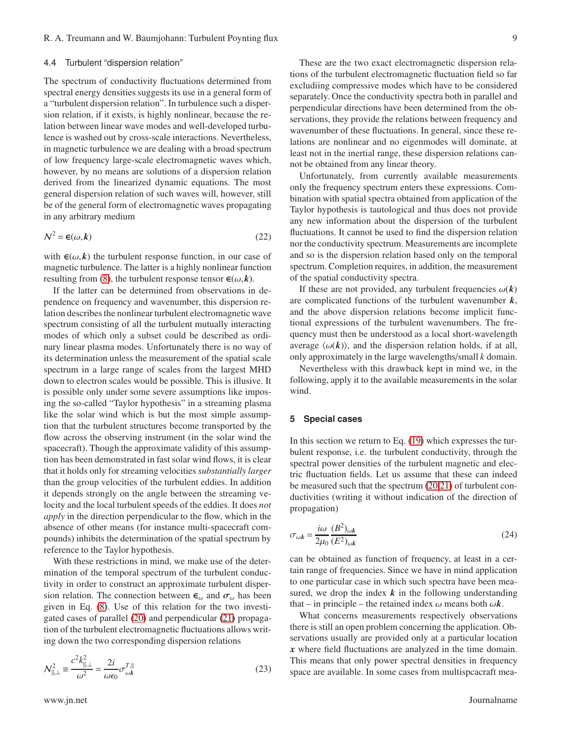### 4.4 Turbulent "dispersion relation"

The spectrum of conductivity fluctuations determined from spectral energy densities suggests its use in a general form of a "turbulent dispersion relation". In turbulence such a dispersion relation, if it exists, is highly nonlinear, because the relation between linear wave modes and well-developed turbulence is washed out by cross-scale interactions. Nevertheless, in magnetic turbulence we are dealing with a broad spectrum of low frequency large-scale electromagnetic waves which, however, by no means are solutions of a dispersion relation derived from the linearized dynamic equations. The most general dispersion relation of such waves will, however, still be of the general form of electromagnetic waves propagating in any arbitrary medium

$$\mathcal{N}^2 = \epsilon(\omega, \boldsymbol{k}) \tag{22}$$

with $\epsilon(\omega, \boldsymbol{k})$ the turbulent response function, in our case of magnetic turbulence. The latter is a highly nonlinear function resulting from (8), the turbulent response tensor $\epsilon(\omega, \boldsymbol{k})$.

If the latter can be determined from observations in dependence on frequency and wavenumber, this dispersion relation describes the nonlinear turbulent electromagnetic wave spectrum consisting of all the turbulent mutually interacting modes of which only a subset could be described as ordinary linear plasma modes. Unfortunately there is no way of its determination unless the measurement of the spatial scale spectrum in a large range of scales from the largest MHD down to electron scales would be possible. This is illusive. It is possible only under some severe assumptions like imposing the so-called "Taylor hypothesis" in a streaming plasma like the solar wind which is but the most simple assumption that the turbulent structures become transported by the flow across the observing instrument (in the solar wind the spacecraft). Though the approximate validity of this assumption has been demonstrated in fast solar wind flows, it is clear that it holds only for streaming velocities *substantially larger* than the group velocities of the turbulent eddies. In addition it depends strongly on the angle between the streaming velocity and the local turbulent speeds of the eddies. It does *not apply* in the direction perpendicular to the flow, which in the absence of other means (for instance multi-spacecraft compounds) inhibits the determination of the spatial spectrum by reference to the Taylor hypothesis.

With these restrictions in mind, we make use of the determination of the temporal spectrum of the turbulent conductivity in order to construct an approximate turbulent dispersion relation. The connection between $\epsilon_\omega$ and $\boldsymbol{\sigma}_\omega$ has been given in Eq. (8). Use of this relation for the two investigated cases of parallel (20) and perpendicular (21) propagation of the turbulent electromagnetic fluctuations allows writing down the two corresponding dispersion relations

$$\mathcal{N}^2_{\|,\perp} \equiv \frac{c^2 k^2_{\|,\perp}}{\omega^2} = \frac{2i}{\omega\epsilon_0}\sigma^{T,\|}_{\omega\boldsymbol{k}} \tag{23}$$

These are the two exact electromagnetic dispersion relations of the turbulent electromagnetic fluctuation field so far excludiing compressive modes which have to be considered separately. Once the conductivity spectra both in parallel and perpendicular directions have been determined from the observations, they provide the relations between frequency and wavenumber of these fluctuations. In general, since these relations are nonlinear and no eigenmodes will dominate, at least not in the inertial range, these dispersion relations cannot be obtained from any linear theory.

Unfortunately, from currently available measurements only the frequency spectrum enters these expressions. Combination with spatial spectra obtained from application of the Taylor hypothesis is tautological and thus does not provide any new information about the dispersion of the turbulent fluctuations. It cannot be used to find the dispersion relation nor the conductivity spectrum. Measurements are incomplete and so is the dispersion relation based only on the temporal spectrum. Completion requires, in addition, the measurement of the spatial conductivity spectra.

If these are not provided, any turbulent frequencies $\omega(\boldsymbol{k})$ are complicated functions of the turbulent wavenumber $\boldsymbol{k}$, and the above dispersion relations become implicit functional expressions of the turbulent wavenumbers. The frequency must then be understood as a local short-wavelength average $\langle\omega(\boldsymbol{k})\rangle$, and the dispersion relation holds, if at all, only approximately in the large wavelengths/small $k$ domain.

Nevertheless with this drawback kept in mind we, in the following, apply it to the available measurements in the solar wind.

## 5 Special cases

In this section we return to Eq. (19) which expresses the turbulent response, i.e. the turbulent conductivity, through the spectral power densities of the turbulent magnetic and electric fluctuation fields. Let us assume that these can indeed be measured such that the spectrum (20,21) of turbulent conductivities (writing it without indication of the direction of propagation)

$$\sigma_{\omega\boldsymbol{k}} = \frac{i\omega}{2\mu_0}\frac{(B^2)_{\omega\boldsymbol{k}}}{(E^2)_{\omega\boldsymbol{k}}} \tag{24}$$

can be obtained as function of frequency, at least in a certain range of frequencies. Since we have in mind application to one particular case in which such spectra have been measured, we drop the index $\boldsymbol{k}$ in the following understanding that – in principle – the retained index $\omega$ means both $\omega\boldsymbol{k}$.

What concerns measurements respectively observations there is still an open problem concerning the application. Observations usually are provided only at a particular location $\boldsymbol{x}$ where field fluctuations are analyzed in the time domain. This means that only power spectral densities in frequency space are available. In some cases from multispcacraft mea-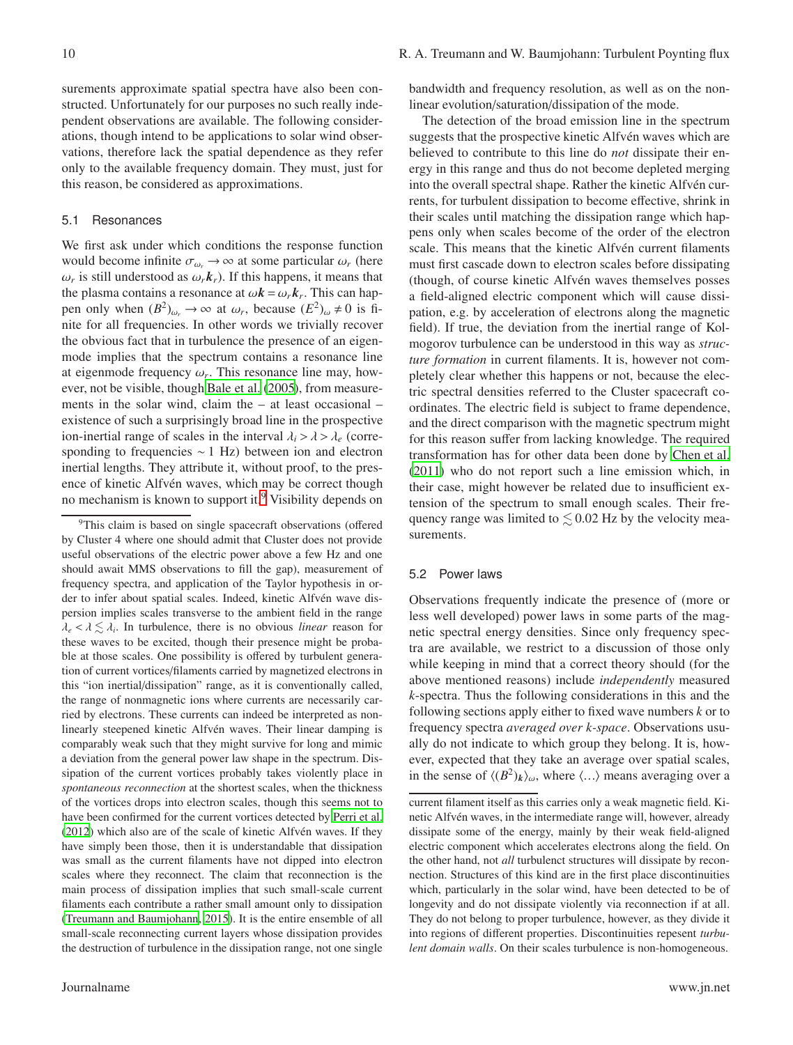surements approximate spatial spectra have also been constructed. Unfortunately for our purposes no such really independent observations are available. The following considerations, though intend to be applications to solar wind observations, therefore lack the spatial dependence as they refer only to the available frequency domain. They must, just for this reason, be considered as approximations.

### 5.1 Resonances

We first ask under which conditions the response function would become infinite $\sigma_{\omega_r} \to \infty$ at some particular $\omega_r$ (here $\omega_r$ is still understood as $\omega_r \boldsymbol{k}_r$). If this happens, it means that the plasma contains a resonance at $\omega \boldsymbol{k} = \omega_r \boldsymbol{k}_r$. This can happen only when $(B^2)_{\omega_r} \to \infty$ at $\omega_r$, because $(E^2)_\omega \neq 0$ is finite for all frequencies. In other words we trivially recover the obvious fact that in turbulence the presence of an eigenmode implies that the spectrum contains a resonance line at eigenmode frequency $\omega_r$. This resonance line may, however, not be visible, though Bale et al. (2005), from measurements in the solar wind, claim the – at least occasional – existence of such a surprisingly broad line in the prospective ion-inertial range of scales in the interval $\lambda_i > \lambda > \lambda_e$ (corresponding to frequencies $\sim 1$ Hz) between ion and electron inertial lengths. They attribute it, without proof, to the presence of kinetic Alfvén waves, which may be correct though no mechanism is known to support it.[9] Visibility depends on bandwidth and frequency resolution, as well as on the nonlinear evolution/saturation/dissipation of the mode.

The detection of the broad emission line in the spectrum suggests that the prospective kinetic Alfvén waves which are believed to contribute to this line do *not* dissipate their energy in this range and thus do not become depleted merging into the overall spectral shape. Rather the kinetic Alfvén currents, for turbulent dissipation to become effective, shrink in their scales until matching the dissipation range which happens only when scales become of the order of the electron scale. This means that the kinetic Alfvén current filaments must first cascade down to electron scales before dissipating (though, of course kinetic Alfvén waves themselves posses a field-aligned electric component which will cause dissipation, e.g. by acceleration of electrons along the magnetic field). If true, the deviation from the inertial range of Kolmogorov turbulence can be understood in this way as *structure formation* in current filaments. It is, however not completely clear whether this happens or not, because the electric spectral densities referred to the Cluster spacecraft coordinates. The electric field is subject to frame dependence, and the direct comparison with the magnetic spectrum might for this reason suffer from lacking knowledge. The required transformation has for other data been done by Chen et al. (2011) who do not report such a line emission which, in their case, might however be related due to insufficient extension of the spectrum to small enough scales. Their frequency range was limited to $\lesssim 0.02$ Hz by the velocity measurements.

### 5.2 Power laws

Observations frequently indicate the presence of (more or less well developed) power laws in some parts of the magnetic spectral energy densities. Since only frequency spectra are available, we restrict to a discussion of those only while keeping in mind that a correct theory should (for the above mentioned reasons) include *independently* measured $k$-spectra. Thus the following considerations in this and the following sections apply either to fixed wave numbers $k$ or to frequency spectra *averaged over k-space*. Observations usually do not indicate to which group they belong. It is, however, expected that they take an average over spatial scales, in the sense of $\langle (B^2)_{\boldsymbol{k}} \rangle_\omega$, where $\langle \ldots \rangle$ means averaging over a

---

[9] This claim is based on single spacecraft observations (offered by Cluster 4 where one should admit that Cluster does not provide useful observations of the electric power above a few Hz and one should await MMS observations to fill the gap), measurement of frequency spectra, and application of the Taylor hypothesis in order to infer about spatial scales. Indeed, kinetic Alfvén wave dispersion implies scales transverse to the ambient field in the range $\lambda_e < \lambda \lesssim \lambda_i$. In turbulence, there is no obvious *linear* reason for these waves to be excited, though their presence might be probable at those scales. One possibility is offered by turbulent generation of current vortices/filaments carried by magnetized electrons in this "ion inertial/dissipation" range, as it is conventionally called, the range of nonmagnetic ions where currents are necessarily carried by electrons. These currents can indeed be interpreted as nonlinearly steepened kinetic Alfvén waves. Their linear damping is comparably weak such that they might survive for long and mimic a deviation from the general power law shape in the spectrum. Dissipation of the current vortices probably takes violently place in *spontaneous reconnection* at the shortest scales, when the thickness of the vortices drops into electron scales, though this seems not to have been confirmed for the current vortices detected by Perri et al. (2012) which also are of the scale of kinetic Alfvén waves. If they have simply been those, then it is understandable that dissipation was small as the current filaments have not dipped into electron scales where they reconnect. The claim that reconnection is the main process of dissipation implies that such small-scale current filaments each contribute a rather small amount only to dissipation (Treumann and Baumjohann, 2015). It is the entire ensemble of all small-scale reconnecting current layers whose dissipation provides the destruction of turbulence in the dissipation range, not one single current filament itself as this carries only a weak magnetic field. Kinetic Alfvén waves, in the intermediate range will, however, already dissipate some of the energy, mainly by their weak field-aligned electric component which accelerates electrons along the field. On the other hand, not *all* turbulenct structures will dissipate by reconnection. Structures of this kind are in the first place discontinuities which, particularly in the solar wind, have been detected to be of longevity and do not dissipate violently via reconnection if at all. They do not belong to proper turbulence, however, as they divide it into regions of different properties. Discontinuities repesent *turbulent domain walls*. On their scales turbulence is non-homogeneous.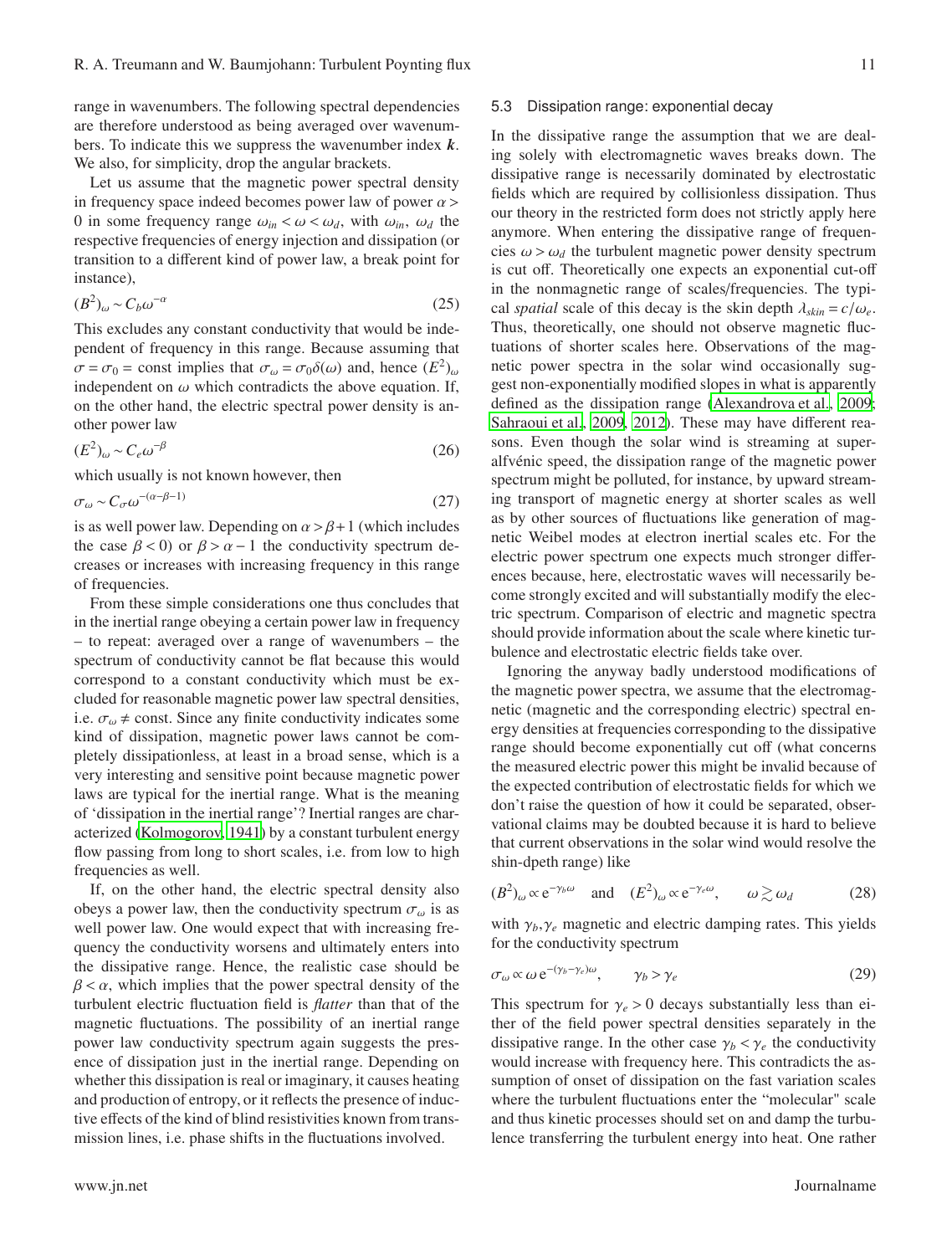range in wavenumbers. The following spectral dependencies are therefore understood as being averaged over wavenumbers. To indicate this we suppress the wavenumber index $\boldsymbol{k}$. We also, for simplicity, drop the angular brackets.

Let us assume that the magnetic power spectral density in frequency space indeed becomes power law of power $\alpha > 0$ in some frequency range $\omega_{in} < \omega < \omega_d$, with $\omega_{in}$, $\omega_d$ the respective frequencies of energy injection and dissipation (or transition to a different kind of power law, a break point for instance),

$$(B^2)_\omega \sim C_b \omega^{-\alpha} \tag{25}$$

This excludes any constant conductivity that would be independent of frequency in this range. Because assuming that $\sigma = \sigma_0 = \text{const}$ implies that $\sigma_\omega = \sigma_0 \delta(\omega)$ and, hence $(E^2)_\omega$ independent on $\omega$ which contradicts the above equation. If, on the other hand, the electric spectral power density is another power law

$$(E^2)_\omega \sim C_e \omega^{-\beta} \tag{26}$$

which usually is not known however, then

$$\sigma_\omega \sim C_\sigma \omega^{-(\alpha-\beta-1)} \tag{27}$$

is as well power law. Depending on $\alpha > \beta + 1$ (which includes the case $\beta < 0$) or $\beta > \alpha - 1$ the conductivity spectrum decreases or increases with increasing frequency in this range of frequencies.

From these simple considerations one thus concludes that in the inertial range obeying a certain power law in frequency – to repeat: averaged over a range of wavenumbers – the spectrum of conductivity cannot be flat because this would correspond to a constant conductivity which must be excluded for reasonable magnetic power law spectral densities, i.e. $\sigma_\omega \neq \text{const}$. Since any finite conductivity indicates some kind of dissipation, magnetic power laws cannot be completely dissipationless, at least in a broad sense, which is a very interesting and sensitive point because magnetic power laws are typical for the inertial range. What is the meaning of 'dissipation in the inertial range'? Inertial ranges are characterized (Kolmogorov, 1941) by a constant turbulent energy flow passing from long to short scales, i.e. from low to high frequencies as well.

If, on the other hand, the electric spectral density also obeys a power law, then the conductivity spectrum $\sigma_\omega$ is as well power law. One would expect that with increasing frequency the conductivity worsens and ultimately enters into the dissipative range. Hence, the realistic case should be $\beta < \alpha$, which implies that the power spectral density of the turbulent electric fluctuation field is *flatter* than that of the magnetic fluctuations. The possibility of an inertial range power law conductivity spectrum again suggests the presence of dissipation just in the inertial range. Depending on whether this dissipation is real or imaginary, it causes heating and production of entropy, or it reflects the presence of inductive effects of the kind of blind resistivities known from transmission lines, i.e. phase shifts in the fluctuations involved.

### 5.3 Dissipation range: exponential decay

In the dissipative range the assumption that we are dealing solely with electromagnetic waves breaks down. The dissipative range is necessarily dominated by electrostatic fields which are required by collisionless dissipation. Thus our theory in the restricted form does not strictly apply here anymore. When entering the dissipative range of frequencies $\omega > \omega_d$ the turbulent magnetic power density spectrum is cut off. Theoretically one expects an exponential cut-off in the nonmagnetic range of scales/frequencies. The typical *spatial* scale of this decay is the skin depth $\lambda_{skin} = c/\omega_e$. Thus, theoretically, one should not observe magnetic fluctuations of shorter scales here. Observations of the magnetic power spectra in the solar wind occasionally suggest non-exponentially modified slopes in what is apparently defined as the dissipation range (Alexandrova et al., 2009; Sahraoui et al., 2009, 2012). These may have different reasons. Even though the solar wind is streaming at super-alfvénic speed, the dissipation range of the magnetic power spectrum might be polluted, for instance, by upward streaming transport of magnetic energy at shorter scales as well as by other sources of fluctuations like generation of magnetic Weibel modes at electron inertial scales etc. For the electric power spectrum one expects much stronger differences because, here, electrostatic waves will necessarily become strongly excited and will substantially modify the electric spectrum. Comparison of electric and magnetic spectra should provide information about the scale where kinetic turbulence and electrostatic electric fields take over.

Ignoring the anyway badly understood modifications of the magnetic power spectra, we assume that the electromagnetic (magnetic and the corresponding electric) spectral energy densities at frequencies corresponding to the dissipative range should become exponentially cut off (what concerns the measured electric power this might be invalid because of the expected contribution of electrostatic fields for which we don't raise the question of how it could be separated, observational claims may be doubted because it is hard to believe that current observations in the solar wind would resolve the shin-dpeth range) like

$$(B^2)_\omega \propto \mathrm{e}^{-\gamma_b \omega} \quad \text{and} \quad (E^2)_\omega \propto \mathrm{e}^{-\gamma_e \omega}, \qquad \omega \gtrsim \omega_d \tag{28}$$

with $\gamma_b, \gamma_e$ magnetic and electric damping rates. This yields for the conductivity spectrum

$$\sigma_\omega \propto \omega\, \mathrm{e}^{-(\gamma_b - \gamma_e)\omega}, \qquad \gamma_b > \gamma_e \tag{29}$$

This spectrum for $\gamma_e > 0$ decays substantially less than either of the field power spectral densities separately in the dissipative range. In the other case $\gamma_b < \gamma_e$ the conductivity would increase with frequency here. This contradicts the assumption of onset of dissipation on the fast variation scales where the turbulent fluctuations enter the "molecular" scale and thus kinetic processes should set on and damp the turbulence transferring the turbulent energy into heat. One rather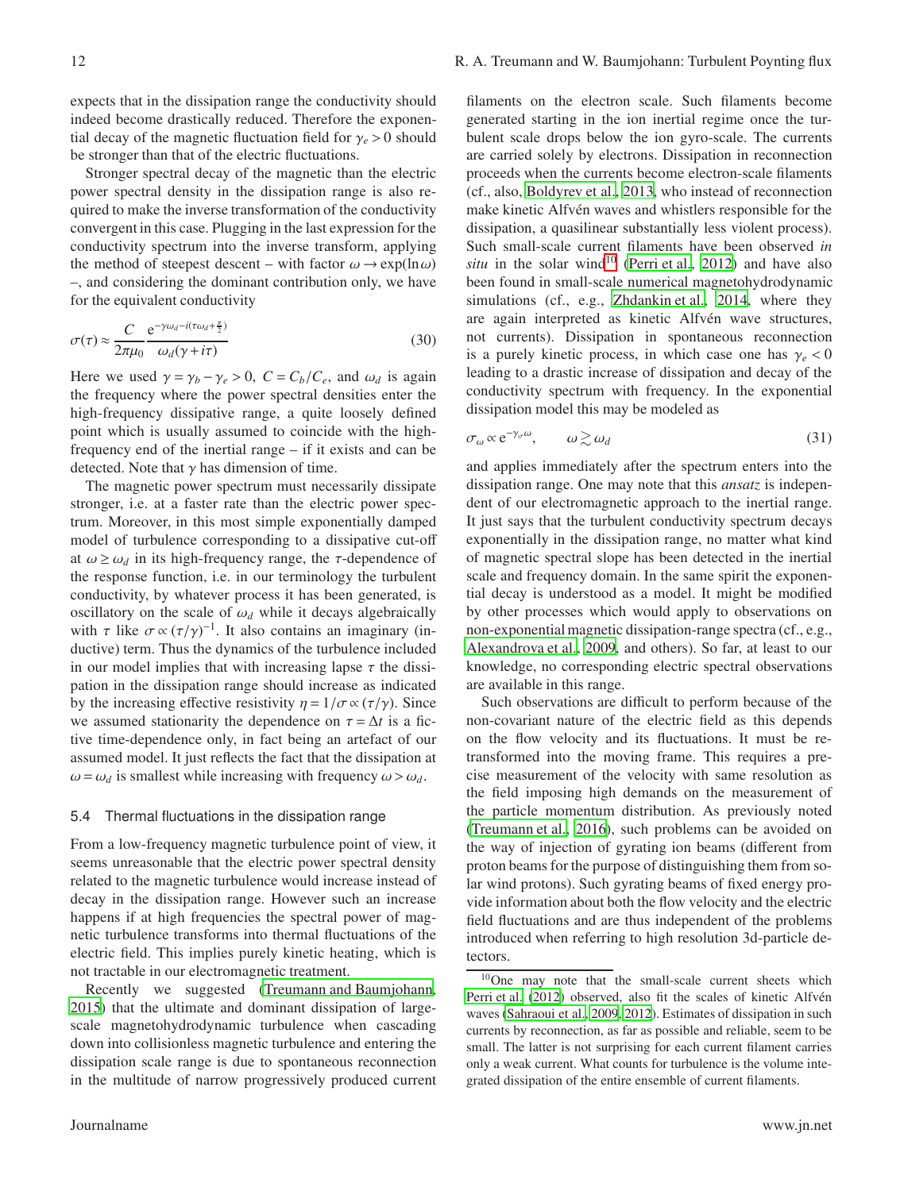expects that in the dissipation range the conductivity should indeed become drastically reduced. Therefore the exponential decay of the magnetic fluctuation field for $\gamma_e > 0$ should be stronger than that of the electric fluctuations.

Stronger spectral decay of the magnetic than the electric power spectral density in the dissipation range is also required to make the inverse transformation of the conductivity convergent in this case. Plugging in the last expression for the conductivity spectrum into the inverse transform, applying the method of steepest descent – with factor $\omega \to \exp(\ln\omega)$ –, and considering the dominant contribution only, we have for the equivalent conductivity

$$\sigma(\tau) \approx \frac{C}{2\pi\mu_0} \frac{\mathrm{e}^{-\gamma\omega_d - i(\tau\omega_d + \frac{\pi}{2})}}{\omega_d(\gamma + i\tau)} \tag{30}$$

Here we used $\gamma = \gamma_b - \gamma_e > 0$, $C = C_b/C_e$, and $\omega_d$ is again the frequency where the power spectral densities enter the high-frequency dissipative range, a quite loosely defined point which is usually assumed to coincide with the high-frequency end of the inertial range – if it exists and can be detected. Note that $\gamma$ has dimension of time.

The magnetic power spectrum must necessarily dissipate stronger, i.e. at a faster rate than the electric power spectrum. Moreover, in this most simple exponentially damped model of turbulence corresponding to a dissipative cut-off at $\omega \geq \omega_d$ in its high-frequency range, the $\tau$-dependence of the response function, i.e. in our terminology the turbulent conductivity, by whatever process it has been generated, is oscillatory on the scale of $\omega_d$ while it decays algebraically with $\tau$ like $\sigma \propto (\tau/\gamma)^{-1}$. It also contains an imaginary (inductive) term. Thus the dynamics of the turbulence included in our model implies that with increasing lapse $\tau$ the dissipation in the dissipation range should increase as indicated by the increasing effective resistivity $\eta = 1/\sigma \propto (\tau/\gamma)$. Since we assumed stationarity the dependence on $\tau = \Delta t$ is a fictive time-dependence only, in fact being an artefact of our assumed model. It just reflects the fact that the dissipation at $\omega = \omega_d$ is smallest while increasing with frequency $\omega > \omega_d$.

### 5.4 Thermal fluctuations in the dissipation range

From a low-frequency magnetic turbulence point of view, it seems unreasonable that the electric power spectral density related to the magnetic turbulence would increase instead of decay in the dissipation range. However such an increase happens if at high frequencies the spectral power of magnetic turbulence transforms into thermal fluctuations of the electric field. This implies purely kinetic heating, which is not tractable in our electromagnetic treatment.

Recently we suggested (Treumann and Baumjohann, 2015) that the ultimate and dominant dissipation of large-scale magnetohydrodynamic turbulence when cascading down into collisionless magnetic turbulence and entering the dissipation scale range is due to spontaneous reconnection in the multitude of narrow progressively produced current filaments on the electron scale. Such filaments become generated starting in the ion inertial regime once the turbulent scale drops below the ion gyro-scale. The currents are carried solely by electrons. Dissipation in reconnection proceeds when the currents become electron-scale filaments (cf., also, Boldyrev et al., 2013, who instead of reconnection make kinetic Alfvén waves and whistlers responsible for the dissipation, a quasilinear substantially less violent process). Such small-scale current filaments have been observed *in situ* in the solar wind[10] (Perri et al., 2012) and have also been found in small-scale numerical magnetohydrodynamic simulations (cf., e.g., Zhdankin et al., 2014, where they are again interpreted as kinetic Alfvén wave structures, not currents). Dissipation in spontaneous reconnection is a purely kinetic process, in which case one has $\gamma_e < 0$ leading to a drastic increase of dissipation and decay of the conductivity spectrum with frequency. In the exponential dissipation model this may be modeled as

$$\sigma_\omega \propto \mathrm{e}^{-\gamma_\sigma\omega}, \qquad \omega \gtrsim \omega_d \tag{31}$$

and applies immediately after the spectrum enters into the dissipation range. One may note that this *ansatz* is independent of our electromagnetic approach to the inertial range. It just says that the turbulent conductivity spectrum decays exponentially in the dissipation range, no matter what kind of magnetic spectral slope has been detected in the inertial scale and frequency domain. In the same spirit the exponential decay is understood as a model. It might be modified by other processes which would apply to observations on non-exponential magnetic dissipation-range spectra (cf., e.g., Alexandrova et al., 2009, and others). So far, at least to our knowledge, no corresponding electric spectral observations are available in this range.

Such observations are difficult to perform because of the non-covariant nature of the electric field as this depends on the flow velocity and its fluctuations. It must be retransformed into the moving frame. This requires a precise measurement of the velocity with same resolution as the field imposing high demands on the measurement of the particle momentum distribution. As previously noted (Treumann et al., 2016), such problems can be avoided on the way of injection of gyrating ion beams (different from proton beams for the purpose of distinguishing them from solar wind protons). Such gyrating beams of fixed energy provide information about both the flow velocity and the electric field fluctuations and are thus independent of the problems introduced when referring to high resolution 3d-particle detectors.

[10] One may note that the small-scale current sheets which Perri et al. (2012) observed, also fit the scales of kinetic Alfvén waves (Sahraoui et al., 2009, 2012). Estimates of dissipation in such currents by reconnection, as far as possible and reliable, seem to be small. The latter is not surprising for each current filament carries only a weak current. What counts for turbulence is the volume integrated dissipation of the entire ensemble of current filaments.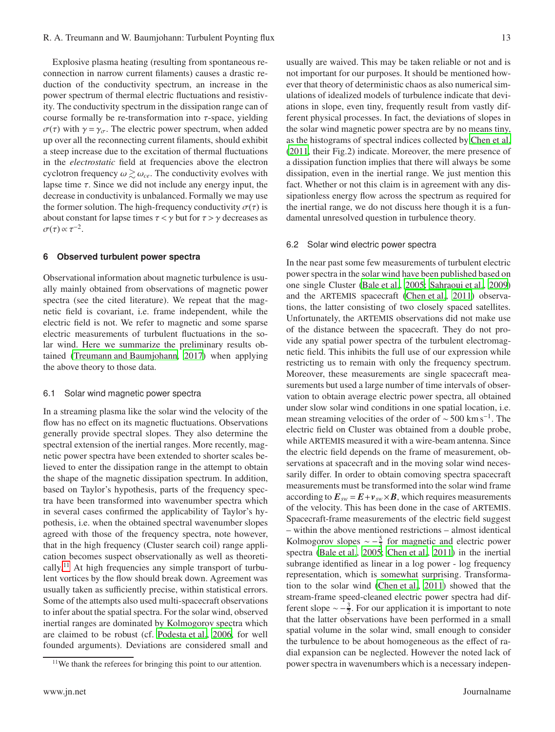Explosive plasma heating (resulting from spontaneous reconnection in narrow current filaments) causes a drastic reduction of the conductivity spectrum, an increase in the power spectrum of thermal electric fluctuations and resistivity. The conductivity spectrum in the dissipation range can of course formally be re-transformation into $\tau$-space, yielding $\sigma(\tau)$ with $\gamma = \gamma_\sigma$. The electric power spectrum, when added up over all the reconnecting current filaments, should exhibit a steep increase due to the excitation of thermal fluctuations in the *electrostatic* field at frequencies above the electron cyclotron frequency $\omega \gtrsim \omega_{ce}$. The conductivity evolves with lapse time $\tau$. Since we did not include any energy input, the decrease in conductivity is unbalanced. Formally we may use the former solution. The high-frequency conductivity $\sigma(\tau)$ is about constant for lapse times $\tau < \gamma$ but for $\tau > \gamma$ decreases as $\sigma(\tau) \propto \tau^{-2}$.

## 6 Observed turbulent power spectra

Observational information about magnetic turbulence is usually mainly obtained from observations of magnetic power spectra (see the cited literature). We repeat that the magnetic field is covariant, i.e. frame independent, while the electric field is not. We refer to magnetic and some sparse electric measurements of turbulent fluctuations in the solar wind. Here we summarize the preliminary results obtained (Treumann and Baumjohann, 2017) when applying the above theory to those data.

### 6.1 Solar wind magnetic power spectra

In a streaming plasma like the solar wind the velocity of the flow has no effect on its magnetic fluctuations. Observations generally provide spectral slopes. They also determine the spectral extension of the inertial ranges. More recently, magnetic power spectra have been extended to shorter scales believed to enter the dissipation range in the attempt to obtain the shape of the magnetic dissipation spectrum. In addition, based on Taylor's hypothesis, parts of the frequency spectra have been transformed into wavenumber spectra which in several cases confirmed the applicability of Taylor's hypothesis, i.e. when the obtained spectral wavenumber slopes agreed with those of the frequency spectra, note however, that in the high frequency (Cluster search coil) range application becomes suspect observationally as well as theoretically.[11] At high frequencies any simple transport of turbulent vortices by the flow should break down. Agreement was usually taken as sufficiently precise, within statistical errors. Some of the attempts also used multi-spacecraft observations to infer about the spatial spectra. For the solar wind, observed inertial ranges are dominated by Kolmogorov spectra which are claimed to be robust (cf. Podesta et al., 2006, for well founded arguments). Deviations are considered small and usually are waived. This may be taken reliable or not and is not important for our purposes. It should be mentioned however that theory of deterministic chaos as also numerical simulations of idealized models of turbulence indicate that deviations in slope, even tiny, frequently result from vastly different physical processes. In fact, the deviations of slopes in the solar wind magnetic power spectra are by no means tiny, as the histograms of spectral indices collected by Chen et al. (2011, their Fig.2) indicate. Moreover, the mere presence of a dissipation function implies that there will always be some dissipation, even in the inertial range. We just mention this fact. Whether or not this claim is in agreement with any dissipationless energy flow across the spectrum as required for the inertial range, we do not discuss here though it is a fundamental unresolved question in turbulence theory.

[11] We thank the referees for bringing this point to our attention.

### 6.2 Solar wind electric power spectra

In the near past some few measurements of turbulent electric power spectra in the solar wind have been published based on one single Cluster (Bale et al., 2005; Sahraoui et al., 2009) and the ARTEMIS spacecraft (Chen et al., 2011) observations, the latter consisting of two closely spaced satellites. Unfortunately, the ARTEMIS observations did not make use of the distance between the spacecraft. They do not provide any spatial power spectra of the turbulent electromagnetic field. This inhibits the full use of our expression while restricting us to remain with only the frequency spectrum. Moreover, these measurements are single spacecraft measurements but used a large number of time intervals of observation to obtain average electric power spectra, all obtained under slow solar wind conditions in one spatial location, i.e. mean streaming velocities of the order of $\sim 500$ km s$^{-1}$. The electric field on Cluster was obtained from a double probe, while ARTEMIS measured it with a wire-beam antenna. Since the electric field depends on the frame of measurement, observations at spacecraft and in the moving solar wind necessarily differ. In order to obtain comoving spectra spacecraft measurements must be transformed into the solar wind frame according to $\boldsymbol{E}_{sw} = \boldsymbol{E} + \boldsymbol{v}_{sw} \times \boldsymbol{B}$, which requires measurements of the velocity. This has been done in the case of ARTEMIS. Spacecraft-frame measurements of the electric field suggest – within the above mentioned restrictions – almost identical Kolmogorov slopes $\sim -\frac{5}{3}$ for magnetic and electric power spectra (Bale et al., 2005; Chen et al., 2011) in the inertial subrange identified as linear in a log power - log frequency representation, which is somewhat surprising. Transformation to the solar wind (Chen et al., 2011) showed that the stream-frame speed-cleaned electric power spectra had different slope $\sim -\frac{3}{2}$. For our application it is important to note that the latter observations have been performed in a small spatial volume in the solar wind, small enough to consider the turbulence to be about homogeneous as the effect of radial expansion can be neglected. However the noted lack of power spectra in wavenumbers which is a necessary indepen-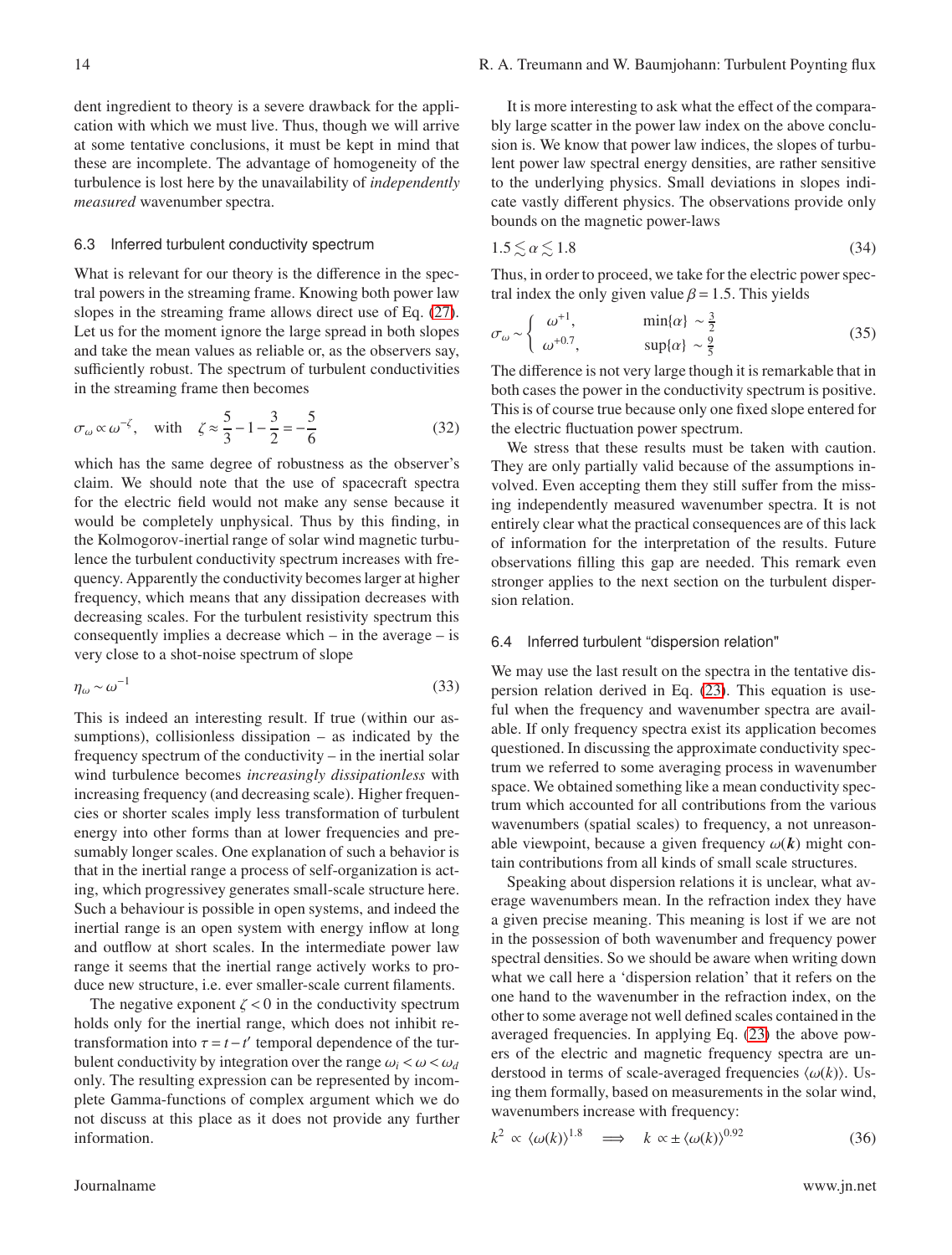dent ingredient to theory is a severe drawback for the application with which we must live. Thus, though we will arrive at some tentative conclusions, it must be kept in mind that these are incomplete. The advantage of homogeneity of the turbulence is lost here by the unavailability of *independently measured* wavenumber spectra.

### 6.3 Inferred turbulent conductivity spectrum

What is relevant for our theory is the difference in the spectral powers in the streaming frame. Knowing both power law slopes in the streaming frame allows direct use of Eq. (27). Let us for the moment ignore the large spread in both slopes and take the mean values as reliable or, as the observers say, sufficiently robust. The spectrum of turbulent conductivities in the streaming frame then becomes

$$\sigma_\omega \propto \omega^{-\zeta}, \quad \text{with} \quad \zeta \approx \frac{5}{3} - 1 - \frac{3}{2} = -\frac{5}{6} \tag{32}$$

which has the same degree of robustness as the observer's claim. We should note that the use of spacecraft spectra for the electric field would not make any sense because it would be completely unphysical. Thus by this finding, in the Kolmogorov-inertial range of solar wind magnetic turbulence the turbulent conductivity spectrum increases with frequency. Apparently the conductivity becomes larger at higher frequency, which means that any dissipation decreases with decreasing scales. For the turbulent resistivity spectrum this consequently implies a decrease which – in the average – is very close to a shot-noise spectrum of slope

$$\eta_\omega \sim \omega^{-1} \tag{33}$$

This is indeed an interesting result. If true (within our assumptions), collisionless dissipation – as indicated by the frequency spectrum of the conductivity – in the inertial solar wind turbulence becomes *increasingly dissipationless* with increasing frequency (and decreasing scale). Higher frequencies or shorter scales imply less transformation of turbulent energy into other forms than at lower frequencies and presumably longer scales. One explanation of such a behavior is that in the inertial range a process of self-organization is acting, which progressivey generates small-scale structure here. Such a behaviour is possible in open systems, and indeed the inertial range is an open system with energy inflow at long and outflow at short scales. In the intermediate power law range it seems that the inertial range actively works to produce new structure, i.e. ever smaller-scale current filaments.

The negative exponent $\zeta < 0$ in the conductivity spectrum holds only for the inertial range, which does not inhibit retransformation into $\tau = t - t'$ temporal dependence of the turbulent conductivity by integration over the range $\omega_i < \omega < \omega_d$ only. The resulting expression can be represented by incomplete Gamma-functions of complex argument which we do not discuss at this place as it does not provide any further information.

It is more interesting to ask what the effect of the comparably large scatter in the power law index on the above conclusion is. We know that power law indices, the slopes of turbulent power law spectral energy densities, are rather sensitive to the underlying physics. Small deviations in slopes indicate vastly different physics. The observations provide only bounds on the magnetic power-laws

$$1.5 \lesssim \alpha \lesssim 1.8 \tag{34}$$

Thus, in order to proceed, we take for the electric power spectral index the only given value $\beta = 1.5$. This yields

$$\sigma_\omega \sim \begin{cases} \omega^{+1}, & \min\{\alpha\} \sim \frac{3}{2} \\ \omega^{+0.7}, & \sup\{\alpha\} \sim \frac{9}{5} \end{cases} \tag{35}$$

The difference is not very large though it is remarkable that in both cases the power in the conductivity spectrum is positive. This is of course true because only one fixed slope entered for the electric fluctuation power spectrum.

We stress that these results must be taken with caution. They are only partially valid because of the assumptions involved. Even accepting them they still suffer from the missing independently measured wavenumber spectra. It is not entirely clear what the practical consequences are of this lack of information for the interpretation of the results. Future observations filling this gap are needed. This remark even stronger applies to the next section on the turbulent dispersion relation.

### 6.4 Inferred turbulent "dispersion relation"

We may use the last result on the spectra in the tentative dispersion relation derived in Eq. (23). This equation is useful when the frequency and wavenumber spectra are available. If only frequency spectra exist its application becomes questioned. In discussing the approximate conductivity spectrum we referred to some averaging process in wavenumber space. We obtained something like a mean conductivity spectrum which accounted for all contributions from the various wavenumbers (spatial scales) to frequency, a not unreasonable viewpoint, because a given frequency $\omega(\boldsymbol{k})$ might contain contributions from all kinds of small scale structures.

Speaking about dispersion relations it is unclear, what average wavenumbers mean. In the refraction index they have a given precise meaning. This meaning is lost if we are not in the possession of both wavenumber and frequency power spectral densities. So we should be aware when writing down what we call here a 'dispersion relation' that it refers on the one hand to the wavenumber in the refraction index, on the other to some average not well defined scales contained in the averaged frequencies. In applying Eq. (23) the above powers of the electric and magnetic frequency spectra are understood in terms of scale-averaged frequencies $\langle\omega(k)\rangle$. Using them formally, based on measurements in the solar wind, wavenumbers increase with frequency:

$$k^2 \propto \langle\omega(k)\rangle^{1.8} \quad \Longrightarrow \quad k \propto \pm\langle\omega(k)\rangle^{0.92} \tag{36}$$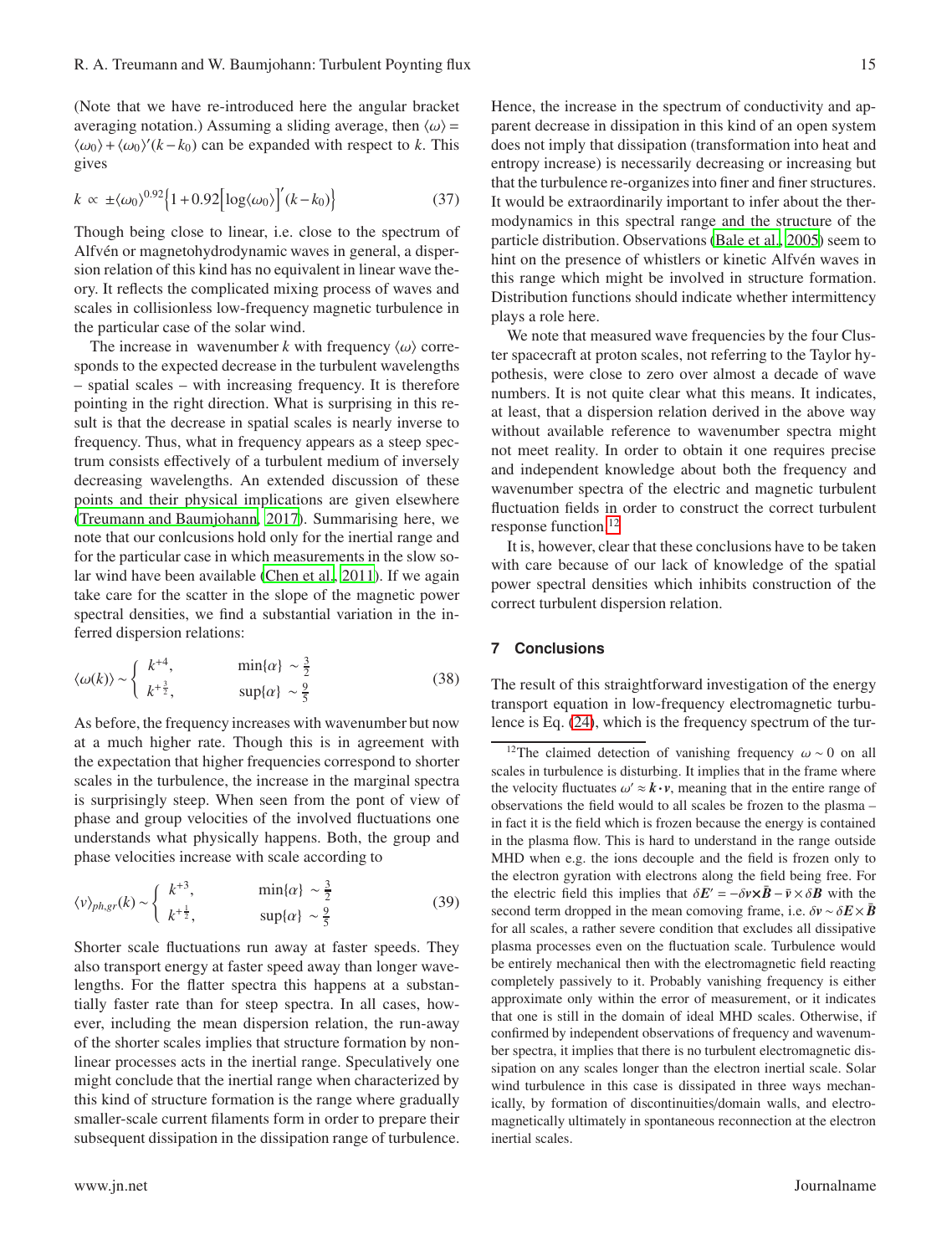(Note that we have re-introduced here the angular bracket averaging notation.) Assuming a sliding average, then $\langle\omega\rangle = \langle\omega_0\rangle + \langle\omega_0\rangle'(k-k_0)$ can be expanded with respect to $k$. This gives

$$k \propto \pm\langle\omega_0\rangle^{0.92}\Big\{1+0.92\Big[\log\langle\omega_0\rangle\Big]'(k-k_0)\Big\} \tag{37}$$

Though being close to linear, i.e. close to the spectrum of Alfvén or magnetohydrodynamic waves in general, a dispersion relation of this kind has no equivalent in linear wave theory. It reflects the complicated mixing process of waves and scales in collisionless low-frequency magnetic turbulence in the particular case of the solar wind.

The increase in wavenumber $k$ with frequency $\langle\omega\rangle$ corresponds to the expected decrease in the turbulent wavelengths – spatial scales – with increasing frequency. It is therefore pointing in the right direction. What is surprising in this result is that the decrease in spatial scales is nearly inverse to frequency. Thus, what in frequency appears as a steep spectrum consists effectively of a turbulent medium of inversely decreasing wavelengths. An extended discussion of these points and their physical implications are given elsewhere (Treumann and Baumjohann, 2017). Summarising here, we note that our conlcusions hold only for the inertial range and for the particular case in which measurements in the slow solar wind have been available (Chen et al., 2011). If we again take care for the scatter in the slope of the magnetic power spectral densities, we find a substantial variation in the inferred dispersion relations:

$$\langle\omega(k)\rangle \sim \begin{cases} k^{+4}, & \min\{\alpha\} \sim \frac{3}{2} \\ k^{+\frac{3}{2}}, & \sup\{\alpha\} \sim \frac{9}{5} \end{cases} \tag{38}$$

As before, the frequency increases with wavenumber but now at a much higher rate. Though this is in agreement with the expectation that higher frequencies correspond to shorter scales in the turbulence, the increase in the marginal spectra is surprisingly steep. When seen from the pont of view of phase and group velocities of the involved fluctuations one understands what physically happens. Both, the group and phase velocities increase with scale according to

$$\langle v\rangle_{ph,gr}(k) \sim \begin{cases} k^{+3}, & \min\{\alpha\} \sim \frac{3}{2} \\ k^{+\frac{1}{2}}, & \sup\{\alpha\} \sim \frac{9}{5} \end{cases} \tag{39}$$

Shorter scale fluctuations run away at faster speeds. They also transport energy at faster speed away than longer wavelengths. For the flatter spectra this happens at a substantially faster rate than for steep spectra. In all cases, however, including the mean dispersion relation, the run-away of the shorter scales implies that structure formation by nonlinear processes acts in the inertial range. Speculatively one might conclude that the inertial range when characterized by this kind of structure formation is the range where gradually smaller-scale current filaments form in order to prepare their subsequent dissipation in the dissipation range of turbulence.

Hence, the increase in the spectrum of conductivity and apparent decrease in dissipation in this kind of an open system does not imply that dissipation (transformation into heat and entropy increase) is necessarily decreasing or increasing but that the turbulence re-organizes into finer and finer structures. It would be extraordinarily important to infer about the thermodynamics in this spectral range and the structure of the particle distribution. Observations (Bale et al., 2005) seem to hint on the presence of whistlers or kinetic Alfvén waves in this range which might be involved in structure formation. Distribution functions should indicate whether intermittency plays a role here.

We note that measured wave frequencies by the four Cluster spacecraft at proton scales, not referring to the Taylor hypothesis, were close to zero over almost a decade of wave numbers. It is not quite clear what this means. It indicates, at least, that a dispersion relation derived in the above way without available reference to wavenumber spectra might not meet reality. In order to obtain it one requires precise and independent knowledge about both the frequency and wavenumber spectra of the electric and magnetic turbulent fluctuation fields in order to construct the correct turbulent response function.[12]

It is, however, clear that these conclusions have to be taken with care because of our lack of knowledge of the spatial power spectral densities which inhibits construction of the correct turbulent dispersion relation.

## 7 Conclusions

The result of this straightforward investigation of the energy transport equation in low-frequency electromagnetic turbulence is Eq. (24), which is the frequency spectrum of the tur-

[12] The claimed detection of vanishing frequency $\omega \sim 0$ on all scales in turbulence is disturbing. It implies that in the frame where the velocity fluctuates $\omega' \approx \boldsymbol{k}\cdot\boldsymbol{v}$, meaning that in the entire range of observations the field would to all scales be frozen to the plasma – in fact it is the field which is frozen because the energy is contained in the plasma flow. This is hard to understand in the range outside MHD when e.g. the ions decouple and the field is frozen only to the electron gyration with electrons along the field being free. For the electric field this implies that $\delta\boldsymbol{E}' = -\delta\boldsymbol{v}\times\bar{\boldsymbol{B}} - \bar{\boldsymbol{v}}\times\delta\boldsymbol{B}$ with the second term dropped in the mean comoving frame, i.e. $\delta\boldsymbol{v} \sim \delta\boldsymbol{E}\times\bar{\boldsymbol{B}}$ for all scales, a rather severe condition that excludes all dissipative plasma processes even on the fluctuation scale. Turbulence would be entirely mechanical then with the electromagnetic field reacting completely passively to it. Probably vanishing frequency is either approximate only within the error of measurement, or it indicates that one is still in the domain of ideal MHD scales. Otherwise, if confirmed by independent observations of frequency and wavenumber spectra, it implies that there is no turbulent electromagnetic dissipation on any scales longer than the electron inertial scale. Solar wind turbulence in this case is dissipated in three ways mechanically, by formation of discontinuities/domain walls, and electromagnetically ultimately in spontaneous reconnection at the electron inertial scales.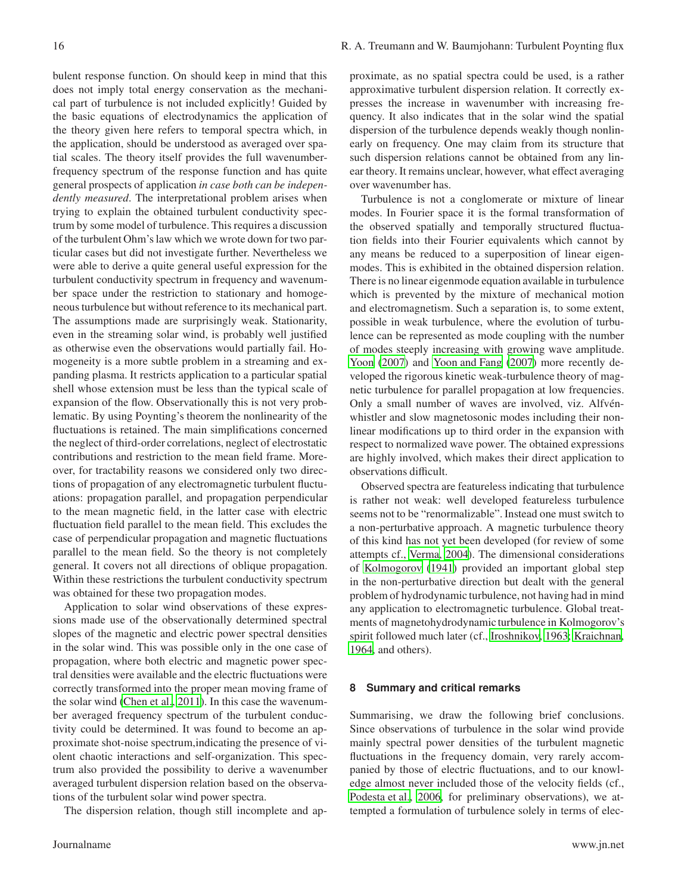bulent response function. On should keep in mind that this does not imply total energy conservation as the mechanical part of turbulence is not included explicitly! Guided by the basic equations of electrodynamics the application of the theory given here refers to temporal spectra which, in the application, should be understood as averaged over spatial scales. The theory itself provides the full wavenumber-frequency spectrum of the response function and has quite general prospects of application *in case both can be independently measured*. The interpretational problem arises when trying to explain the obtained turbulent conductivity spectrum by some model of turbulence. This requires a discussion of the turbulent Ohm's law which we wrote down for two particular cases but did not investigate further. Nevertheless we were able to derive a quite general useful expression for the turbulent conductivity spectrum in frequency and wavenumber space under the restriction to stationary and homogeneous turbulence but without reference to its mechanical part. The assumptions made are surprisingly weak. Stationarity, even in the streaming solar wind, is probably well justified as otherwise even the observations would partially fail. Homogeneity is a more subtle problem in a streaming and expanding plasma. It restricts application to a particular spatial shell whose extension must be less than the typical scale of expansion of the flow. Observationally this is not very problematic. By using Poynting's theorem the nonlinearity of the fluctuations is retained. The main simplifications concerned the neglect of third-order correlations, neglect of electrostatic contributions and restriction to the mean field frame. Moreover, for tractability reasons we considered only two directions of propagation of any electromagnetic turbulent fluctuations: propagation parallel, and propagation perpendicular to the mean magnetic field, in the latter case with electric fluctuation field parallel to the mean field. This excludes the case of perpendicular propagation and magnetic fluctuations parallel to the mean field. So the theory is not completely general. It covers not all directions of oblique propagation. Within these restrictions the turbulent conductivity spectrum was obtained for these two propagation modes.

Application to solar wind observations of these expressions made use of the observationally determined spectral slopes of the magnetic and electric power spectral densities in the solar wind. This was possible only in the one case of propagation, where both electric and magnetic power spectral densities were available and the electric fluctuations were correctly transformed into the proper mean moving frame of the solar wind (Chen et al., 2011). In this case the wavenumber averaged frequency spectrum of the turbulent conductivity could be determined. It was found to become an approximate shot-noise spectrum,indicating the presence of violent chaotic interactions and self-organization. This spectrum also provided the possibility to derive a wavenumber averaged turbulent dispersion relation based on the observations of the turbulent solar wind power spectra.

The dispersion relation, though still incomplete and approximate, as no spatial spectra could be used, is a rather approximative turbulent dispersion relation. It correctly expresses the increase in wavenumber with increasing frequency. It also indicates that in the solar wind the spatial dispersion of the turbulence depends weakly though nonlinearly on frequency. One may claim from its structure that such dispersion relations cannot be obtained from any linear theory. It remains unclear, however, what effect averaging over wavenumber has.

Turbulence is not a conglomerate or mixture of linear modes. In Fourier space it is the formal transformation of the observed spatially and temporally structured fluctuation fields into their Fourier equivalents which cannot by any means be reduced to a superposition of linear eigenmodes. This is exhibited in the obtained dispersion relation. There is no linear eigenmode equation available in turbulence which is prevented by the mixture of mechanical motion and electromagnetism. Such a separation is, to some extent, possible in weak turbulence, where the evolution of turbulence can be represented as mode coupling with the number of modes steeply increasing with growing wave amplitude. Yoon (2007) and Yoon and Fang (2007) more recently developed the rigorous kinetic weak-turbulence theory of magnetic turbulence for parallel propagation at low frequencies. Only a small number of waves are involved, viz. Alfvén-whistler and slow magnetosonic modes including their nonlinear modifications up to third order in the expansion with respect to normalized wave power. The obtained expressions are highly involved, which makes their direct application to observations difficult.

Observed spectra are featureless indicating that turbulence is rather not weak: well developed featureless turbulence seems not to be "renormalizable". Instead one must switch to a non-perturbative approach. A magnetic turbulence theory of this kind has not yet been developed (for review of some attempts cf., Verma, 2004). The dimensional considerations of Kolmogorov (1941) provided an important global step in the non-perturbative direction but dealt with the general problem of hydrodynamic turbulence, not having had in mind any application to electromagnetic turbulence. Global treatments of magnetohydrodynamic turbulence in Kolmogorov's spirit followed much later (cf., Iroshnikov, 1963; Kraichnan, 1964, and others).

## 8 Summary and critical remarks

Summarising, we draw the following brief conclusions. Since observations of turbulence in the solar wind provide mainly spectral power densities of the turbulent magnetic fluctuations in the frequency domain, very rarely accompanied by those of electric fluctuations, and to our knowledge almost never included those of the velocity fields (cf., Podesta et al., 2006, for preliminary observations), we attempted a formulation of turbulence solely in terms of elec-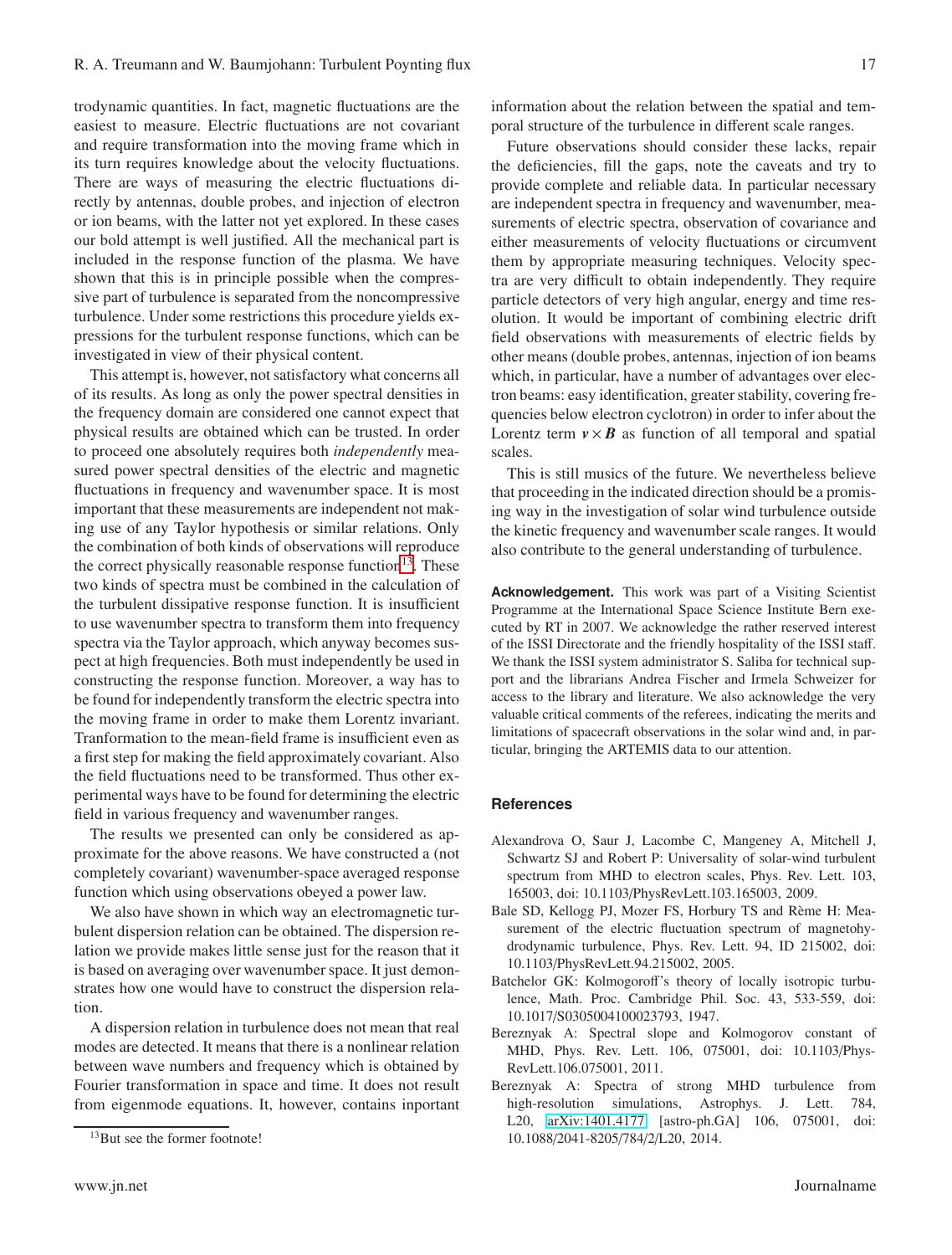trodynamic quantities. In fact, magnetic fluctuations are the easiest to measure. Electric fluctuations are not covariant and require transformation into the moving frame which in its turn requires knowledge about the velocity fluctuations. There are ways of measuring the electric fluctuations directly by antennas, double probes, and injection of electron or ion beams, with the latter not yet explored. In these cases our bold attempt is well justified. All the mechanical part is included in the response function of the plasma. We have shown that this is in principle possible when the compressive part of turbulence is separated from the noncompressive turbulence. Under some restrictions this procedure yields expressions for the turbulent response functions, which can be investigated in view of their physical content.

This attempt is, however, not satisfactory what concerns all of its results. As long as only the power spectral densities in the frequency domain are considered one cannot expect that physical results are obtained which can be trusted. In order to proceed one absolutely requires both *independently* measured power spectral densities of the electric and magnetic fluctuations in frequency and wavenumber space. It is most important that these measurements are independent not making use of any Taylor hypothesis or similar relations. Only the combination of both kinds of observations will reproduce the correct physically reasonable response function[13]. These two kinds of spectra must be combined in the calculation of the turbulent dissipative response function. It is insufficient to use wavenumber spectra to transform them into frequency spectra via the Taylor approach, which anyway becomes suspect at high frequencies. Both must independently be used in constructing the response function. Moreover, a way has to be found for independently transform the electric spectra into the moving frame in order to make them Lorentz invariant. Tranformation to the mean-field frame is insufficient even as a first step for making the field approximately covariant. Also the field fluctuations need to be transformed. Thus other experimental ways have to be found for determining the electric field in various frequency and wavenumber ranges.

The results we presented can only be considered as approximate for the above reasons. We have constructed a (not completely covariant) wavenumber-space averaged response function which using observations obeyed a power law.

We also have shown in which way an electromagnetic turbulent dispersion relation can be obtained. The dispersion relation we provide makes little sense just for the reason that it is based on averaging over wavenumber space. It just demonstrates how one would have to construct the dispersion relation.

A dispersion relation in turbulence does not mean that real modes are detected. It means that there is a nonlinear relation between wave numbers and frequency which is obtained by Fourier transformation in space and time. It does not result from eigenmode equations. It, however, contains inportant information about the relation between the spatial and temporal structure of the turbulence in different scale ranges.

Future observations should consider these lacks, repair the deficiencies, fill the gaps, note the caveats and try to provide complete and reliable data. In particular necessary are independent spectra in frequency and wavenumber, measurements of electric spectra, observation of covariance and either measurements of velocity fluctuations or circumvent them by appropriate measuring techniques. Velocity spectra are very difficult to obtain independently. They require particle detectors of very high angular, energy and time resolution. It would be important of combining electric drift field observations with measurements of electric fields by other means (double probes, antennas, injection of ion beams which, in particular, have a number of advantages over electron beams: easy identification, greater stability, covering frequencies below electron cyclotron) in order to infer about the Lorentz term $\boldsymbol{v}\times\boldsymbol{B}$ as function of all temporal and spatial scales.

This is still musics of the future. We nevertheless believe that proceeding in the indicated direction should be a promising way in the investigation of solar wind turbulence outside the kinetic frequency and wavenumber scale ranges. It would also contribute to the general understanding of turbulence.

**Acknowledgement.** This work was part of a Visiting Scientist Programme at the International Space Science Institute Bern executed by RT in 2007. We acknowledge the rather reserved interest of the ISSI Directorate and the friendly hospitality of the ISSI staff. We thank the ISSI system administrator S. Saliba for technical support and the librarians Andrea Fischer and Irmela Schweizer for access to the library and literature. We also acknowledge the very valuable critical comments of the referees, indicating the merits and limitations of spacecraft observations in the solar wind and, in particular, bringing the ARTEMIS data to our attention.

[13] But see the former footnote!

## References

Alexandrova O, Saur J, Lacombe C, Mangeney A, Mitchell J, Schwartz SJ and Robert P: Universality of solar-wind turbulent spectrum from MHD to electron scales, Phys. Rev. Lett. 103, 165003, doi: 10.1103/PhysRevLett.103.165003, 2009.

Bale SD, Kellogg PJ, Mozer FS, Horbury TS and Rème H: Measurement of the electric fluctuation spectrum of magnetohydrodynamic turbulence, Phys. Rev. Lett. 94, ID 215002, doi: 10.1103/PhysRevLett.94.215002, 2005.

Batchelor GK: Kolmogoroff's theory of locally isotropic turbulence, Math. Proc. Cambridge Phil. Soc. 43, 533-559, doi: 10.1017/S0305004100023793, 1947.

Bereznyak A: Spectral slope and Kolmogorov constant of MHD, Phys. Rev. Lett. 106, 075001, doi: 10.1103/PhysRevLett.106.075001, 2011.

Bereznyak A: Spectra of strong MHD turbulence from high-resolution simulations, Astrophys. J. Lett. 784, L20, arXiv:1401.4177 [astro-ph.GA] 106, 075001, doi: 10.1088/2041-8205/784/2/L20, 2014.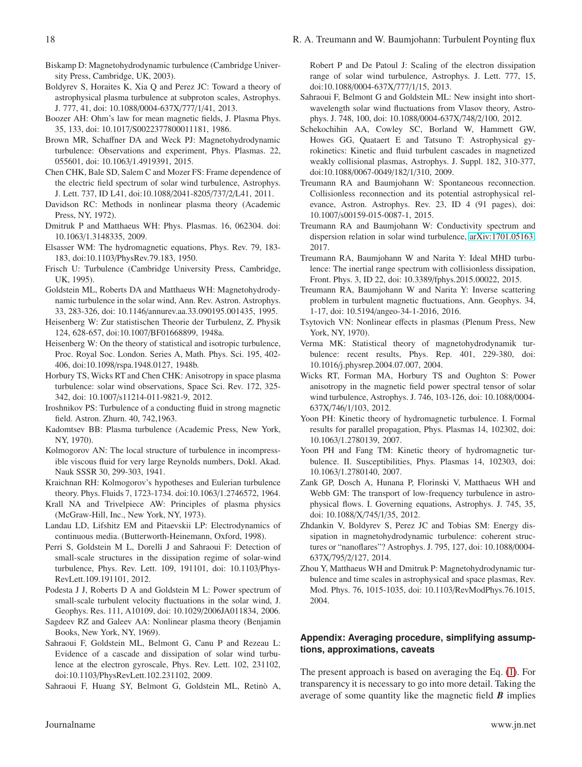Biskamp D: Magnetohydrodynamic turbulence (Cambridge University Press, Cambridge, UK, 2003).

Boldyrev S, Horaites K, Xia Q and Perez JC: Toward a theory of astrophysical plasma turbulence at subproton scales, Astrophys. J. 777, 41, doi: 10.1088/0004-637X/777/1/41, 2013.

Boozer AH: Ohm's law for mean magnetic fields, J. Plasma Phys. 35, 133, doi: 10.1017/S0022377800011181, 1986.

Brown MR, Schaffner DA and Weck PJ: Magnetohydrodynamic turbulence: Observations and experiment, Phys. Plasmas. 22, 055601, doi: 10.1063/1.4919391, 2015.

Chen CHK, Bale SD, Salem C and Mozer FS: Frame dependence of the electric field spectrum of solar wind turbulence, Astrophys. J. Lett. 737, ID L41, doi:10.1088/2041-8205/737/2/L41, 2011.

Davidson RC: Methods in nonlinear plasma theory (Academic Press, NY, 1972).

Dmitruk P and Matthaeus WH: Phys. Plasmas. 16, 062304. doi: 10.1063/1.3148335, 2009.

Elsasser WM: The hydromagnetic equations, Phys. Rev. 79, 183-183, doi:10.1103/PhysRev.79.183, 1950.

Frisch U: Turbulence (Cambridge University Press, Cambridge, UK, 1995).

Goldstein ML, Roberts DA and Matthaeus WH: Magnetohydrodynamic turbulence in the solar wind, Ann. Rev. Astron. Astrophys. 33, 283-326, doi: 10.1146/annurev.aa.33.090195.001435, 1995.

Heisenberg W: Zur statistischen Theorie der Turbulenz, Z. Physik 124, 628-657, doi:10.1007/BF01668899, 1948a.

Heisenberg W: On the theory of statistical and isotropic turbulence, Proc. Royal Soc. London. Series A, Math. Phys. Sci. 195, 402-406, doi:10.1098/rspa.1948.0127, 1948b.

Horbury TS, Wicks RT and Chen CHK: Anisotropy in space plasma turbulence: solar wind observations, Space Sci. Rev. 172, 325-342, doi: 10.1007/s11214-011-9821-9, 2012.

Iroshnikov PS: Turbulence of a conducting fluid in strong magnetic field. Astron. Zhurn. 40, 742,1963.

Kadomtsev BB: Plasma turbulence (Academic Press, New York, NY, 1970).

Kolmogorov AN: The local structure of turbulence in incompressible viscous fluid for very large Reynolds numbers, Dokl. Akad. Nauk SSSR 30, 299-303, 1941.

Kraichnan RH: Kolmogorov's hypotheses and Eulerian turbulence theory. Phys. Fluids 7, 1723-1734. doi:10.1063/1.2746572, 1964.

Krall NA and Trivelpiece AW: Principles of plasma physics (McGraw-Hill, Inc., New York, NY, 1973).

Landau LD, Lifshitz EM and Pitaevskii LP: Electrodynamics of continuous media. (Butterworth-Heinemann, Oxford, 1998).

Perri S, Goldstein M L, Dorelli J and Sahraoui F: Detection of small-scale structures in the dissipation regime of solar-wind turbulence, Phys. Rev. Lett. 109, 191101, doi: 10.1103/PhysRevLett.109.191101, 2012.

Podesta J J, Roberts D A and Goldstein M L: Power spectrum of small-scale turbulent velocity fluctuations in the solar wind, J. Geophys. Res. 111, A10109, doi: 10.1029/2006JA011834, 2006.

Sagdeev RZ and Galeev AA: Nonlinear plasma theory (Benjamin Books, New York, NY, 1969).

Sahraoui F, Goldstein ML, Belmont G, Canu P and Rezeau L: Evidence of a cascade and dissipation of solar wind turbulence at the electron gyroscale, Phys. Rev. Lett. 102, 231102, doi:10.1103/PhysRevLett.102.231102, 2009.

Sahraoui F, Huang SY, Belmont G, Goldstein ML, Retinò A, Robert P and De Patoul J: Scaling of the electron dissipation range of solar wind turbulence, Astrophys. J. Lett. 777, 15, doi:10.1088/0004-637X/777/1/15, 2013.

Sahraoui F, Belmont G and Goldstein ML: New insight into short-wavelength solar wind fluctuations from Vlasov theory, Astrophys. J. 748, 100, doi: 10.1088/0004-637X/748/2/100, 2012.

Schekochihin AA, Cowley SC, Borland W, Hammett GW, Howes GG, Quataert E and Tatsuno T: Astrophysical gyrokinetics: Kinetic and fluid turbulent cascades in magnetized weakly collisional plasmas, Astrophys. J. Suppl. 182, 310-377, doi:10.1088/0067-0049/182/1/310, 2009.

Treumann RA and Baumjohann W: Spontaneous reconnection. Collisionless reconnection and its potential astrophysical relevance, Astron. Astrophys. Rev. 23, ID 4 (91 pages), doi: 10.1007/s00159-015-0087-1, 2015.

Treumann RA and Baumjohann W: Conductivity spectrum and dispersion relation in solar wind turbulence, arXiv:1701.05163, 2017.

Treumann RA, Baumjohann W and Narita Y: Ideal MHD turbulence: The inertial range spectrum with collisionless dissipation, Front. Phys. 3, ID 22, doi: 10.3389/fphys.2015.00022, 2015.

Treumann RA, Baumjohann W and Narita Y: Inverse scattering problem in turbulent magnetic fluctuations, Ann. Geophys. 34, 1-17, doi: 10.5194/angeo-34-1-2016, 2016.

Tsytovich VN: Nonlinear effects in plasmas (Plenum Press, New York, NY, 1970).

Verma MK: Statistical theory of magnetohydrodynamik turbulence: recent results, Phys. Rep. 401, 229-380, doi: 10.1016/j.physrep.2004.07.007, 2004.

Wicks RT, Forman MA, Horbury TS and Oughton S: Power anisotropy in the magnetic field power spectral tensor of solar wind turbulence, Astrophys. J. 746, 103-126, doi: 10.1088/0004-637X/746/1/103, 2012.

Yoon PH: Kinetic theory of hydromagnetic turbulence. I. Formal results for parallel propagation, Phys. Plasmas 14, 102302, doi: 10.1063/1.2780139, 2007.

Yoon PH and Fang TM: Kinetic theory of hydromagnetic turbulence. II. Susceptibilities, Phys. Plasmas 14, 102303, doi: 10.1063/1.2780140, 2007.

Zank GP, Dosch A, Hunana P, Florinski V, Matthaeus WH and Webb GM: The transport of low-frequency turbulence in astrophysical flows. I. Governing equations, Astrophys. J. 745, 35, doi: 10.1088/X/745/1/35, 2012.

Zhdankin V, Boldyrev S, Perez JC and Tobias SM: Energy dissipation in magnetohydrodynamic turbulence: coherent structures or "nanoflares"? Astrophys. J. 795, 127, doi: 10.1088/0004-637X/795/2/127, 2014.

Zhou Y, Matthaeus WH and Dmitruk P: Magnetohydrodynamic turbulence and time scales in astrophysical and space plasmas, Rev. Mod. Phys. 76, 1015-1035, doi: 10.1103/RevModPhys.76.1015, 2004.

## Appendix: Averaging procedure, simplifying assumptions, approximations, caveats

The present approach is based on averaging the Eq. (1). For transparency it is necessary to go into more detail. Taking the average of some quantity like the magnetic field $\boldsymbol{B}$ implies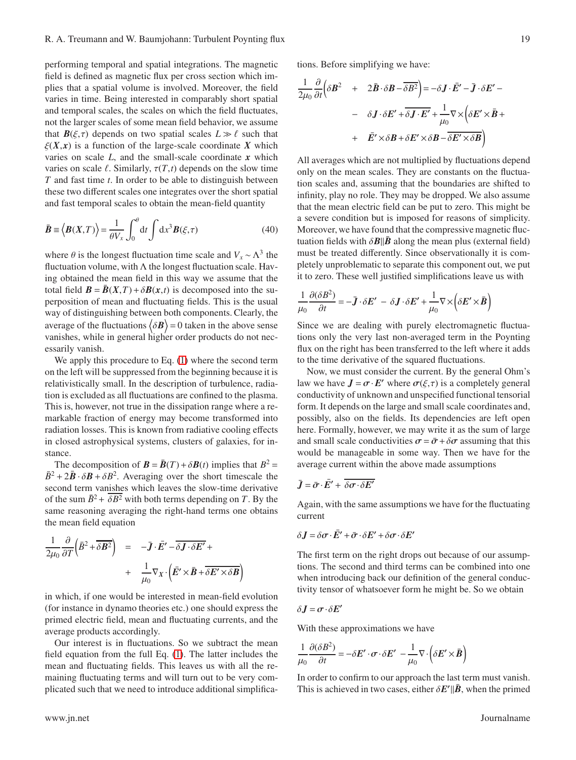performing temporal and spatial integrations. The magnetic field is defined as magnetic flux per cross section which implies that a spatial volume is involved. Moreover, the field varies in time. Being interested in comparably short spatial and temporal scales, the scales on which the field fluctuates, not the larger scales of some mean field behavior, we assume that $\boldsymbol{B}(\xi,\tau)$ depends on two spatial scales $L \gg \ell$ such that $\xi(\boldsymbol{X},\boldsymbol{x})$ is a function of the large-scale coordinate $\boldsymbol{X}$ which varies on scale $L$, and the small-scale coordinate $\boldsymbol{x}$ which varies on scale $\ell$. Similarly, $\tau(T,t)$ depends on the slow time $T$ and fast time $t$. In order to be able to distinguish between these two different scales one integrates over the short spatial and fast temporal scales to obtain the mean-field quantity

$$\bar{\boldsymbol{B}} \equiv \Big\langle \boldsymbol{B}(\boldsymbol{X},T)\Big\rangle = \frac{1}{\theta V_x}\int_0^\theta \mathrm{d}t \int \mathrm{d}x^3 \boldsymbol{B}(\xi,\tau) \qquad (40)$$

where $\theta$ is the longest fluctuation time scale and $V_x \sim \Lambda^3$ the fluctuation volume, with $\Lambda$ the longest fluctuation scale. Having obtained the mean field in this way we assume that the total field $\boldsymbol{B} = \bar{\boldsymbol{B}}(\boldsymbol{X},T) + \delta\boldsymbol{B}(\boldsymbol{x},t)$ is decomposed into the superposition of mean and fluctuating fields. This is the usual way of distinguishing between both components. Clearly, the average of the fluctuations $\big\langle \delta\boldsymbol{B}\big\rangle = 0$ taken in the above sense vanishes, while in general higher order products do not necessarily vanish.

We apply this procedure to Eq. (1) where the second term on the left will be suppressed from the beginning because it is relativistically small. In the description of turbulence, radiation is excluded as all fluctuations are confined to the plasma. This is, however, not true in the dissipation range where a remarkable fraction of energy may become transformed into radiation losses. This is known from radiative cooling effects in closed astrophysical systems, clusters of galaxies, for instance.

The decomposition of $\boldsymbol{B} = \bar{\boldsymbol{B}}(T) + \delta\boldsymbol{B}(t)$ implies that $B^2 = \bar{B}^2 + 2\bar{\boldsymbol{B}}\cdot\delta\boldsymbol{B} + \delta B^2$. Averaging over the short timescale the second term vanishes which leaves the slow-time derivative of the sum $\bar{B}^2 + \overline{\delta B^2}$ with both terms depending on $T$. By the same reasoning averaging the right-hand terms one obtains the mean field equation

$$\begin{aligned}\frac{1}{2\mu_0}\frac{\partial}{\partial T}\Big(\bar{B}^2 + \overline{\delta\boldsymbol{B}^2}\Big) &= -\bar{\boldsymbol{J}}\cdot\bar{\boldsymbol{E}}' - \overline{\delta\boldsymbol{J}\cdot\delta\boldsymbol{E}'} + \\ &+ \frac{1}{\mu_0}\nabla_{\boldsymbol{X}}\cdot\Big(\bar{\boldsymbol{E}}'\times\bar{\boldsymbol{B}} + \overline{\delta\boldsymbol{E}'\times\delta\boldsymbol{B}}\Big)\end{aligned}$$

in which, if one would be interested in mean-field evolution (for instance in dynamo theories etc.) one should express the primed electric field, mean and fluctuating currents, and the average products accordingly.

Our interest is in fluctuations. So we subtract the mean field equation from the full Eq. (1). The latter includes the mean and fluctuating fields. This leaves us with all the remaining fluctuating terms and will turn out to be very complicated such that we need to introduce additional simplifications. Before simplifying we have:

$$\begin{aligned}\frac{1}{2\mu_0}\frac{\partial}{\partial t}\Big(\delta B^2 &+ 2\bar{\boldsymbol{B}}\cdot\delta\boldsymbol{B} - \overline{\delta B^2}\Big) = -\delta\boldsymbol{J}\cdot\bar{\boldsymbol{E}}' - \bar{\boldsymbol{J}}\cdot\delta\boldsymbol{E}' - \\ &- \delta\boldsymbol{J}\cdot\delta\boldsymbol{E}' + \overline{\delta\boldsymbol{J}\cdot\boldsymbol{E}'} + \frac{1}{\mu_0}\nabla\times\Big(\delta\boldsymbol{E}'\times\bar{\boldsymbol{B}} + \\ &+ \bar{\boldsymbol{E}}'\times\delta\boldsymbol{B} + \delta\boldsymbol{E}'\times\delta\boldsymbol{B} - \overline{\delta\boldsymbol{E}'\times\delta\boldsymbol{B}}\Big)\end{aligned}$$

All averages which are not multiplied by fluctuations depend only on the mean scales. They are constants on the fluctuation scales and, assuming that the boundaries are shifted to infinity, play no role. They may be dropped. We also assume that the mean electric field can be put to zero. This might be a severe condition but is imposed for reasons of simplicity. Moreover, we have found that the compressive magnetic fluctuation fields with $\delta\boldsymbol{B}\|\bar{\boldsymbol{B}}$ along the mean plus (external field) must be treated differently. Since observationally it is completely unproblematic to separate this component out, we put it to zero. These well justified simplifications leave us with

$$\frac{1}{\mu_0}\frac{\partial(\delta B^2)}{\partial t} = -\bar{\boldsymbol{J}}\cdot\delta\boldsymbol{E}' \;-\; \delta\boldsymbol{J}\cdot\delta\boldsymbol{E}' + \frac{1}{\mu_0}\nabla\times\Big(\delta\boldsymbol{E}'\times\bar{\boldsymbol{B}}\Big)$$

Since we are dealing with purely electromagnetic fluctuations only the very last non-averaged term in the Poynting flux on the right has been transferred to the left where it adds to the time derivative of the squared fluctuations.

Now, we must consider the current. By the general Ohm's law we have $\boldsymbol{J} = \boldsymbol{\sigma}\cdot\boldsymbol{E}'$ where $\boldsymbol{\sigma}(\xi,\tau)$ is a completely general conductivity of unknown and unspecified functional tensorial form. It depends on the large and small scale coordinates and, possibly, also on the fields. Its dependencies are left open here. Formally, however, we may write it as the sum of large and small scale conductivities $\boldsymbol{\sigma} = \bar{\boldsymbol{\sigma}} + \delta\boldsymbol{\sigma}$ assuming that this would be manageable in some way. Then we have for the average current within the above made assumptions

$$\bar{\boldsymbol{J}} = \bar{\boldsymbol{\sigma}}\cdot\bar{\boldsymbol{E}}' + \overline{\delta\boldsymbol{\sigma}\cdot\delta\boldsymbol{E}'}$$

Again, with the same assumptions we have for the fluctuating current

$$\delta\boldsymbol{J} = \delta\boldsymbol{\sigma}\cdot\bar{\boldsymbol{E}}' + \bar{\boldsymbol{\sigma}}\cdot\delta\boldsymbol{E}' + \delta\boldsymbol{\sigma}\cdot\delta\boldsymbol{E}'$$

The first term on the right drops out because of our assumptions. The second and third terms can be combined into one when introducing back our definition of the general conductivity tensor of whatsoever form he might be. So we obtain

$$\delta\boldsymbol{J} = \boldsymbol{\sigma}\cdot\delta\boldsymbol{E}'$$

With these approximations we have

$$\frac{1}{\mu_0}\frac{\partial(\delta B^2)}{\partial t} = -\delta\boldsymbol{E}'\cdot\boldsymbol{\sigma}\cdot\delta\boldsymbol{E}' \;-\frac{1}{\mu_0}\nabla\cdot\Big(\delta\boldsymbol{E}'\times\bar{\boldsymbol{B}}\Big)$$

In order to confirm to our approach the last term must vanish. This is achieved in two cases, either $\delta\boldsymbol{E}'\|\bar{\boldsymbol{B}}$, when the primed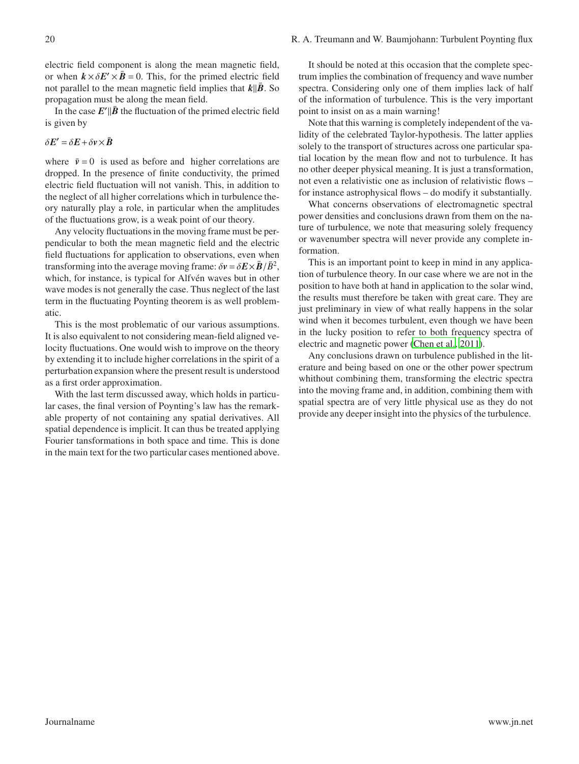electric field component is along the mean magnetic field, or when $\boldsymbol{k}\times\delta\boldsymbol{E}'\times\bar{\boldsymbol{B}}=0$. This, for the primed electric field not parallel to the mean magnetic field implies that $\boldsymbol{k}\|\bar{\boldsymbol{B}}$. So propagation must be along the mean field.

In the case $\boldsymbol{E}'\|\bar{\boldsymbol{B}}$ the fluctuation of the primed electric field is given by

$$\delta\boldsymbol{E}'=\delta\boldsymbol{E}+\delta\boldsymbol{v}\times\bar{\boldsymbol{B}}$$

where $\bar{\boldsymbol{v}}=0$ is used as before and higher correlations are dropped. In the presence of finite conductivity, the primed electric field fluctuation will not vanish. This, in addition to the neglect of all higher correlations which in turbulence theory naturally play a role, in particular when the amplitudes of the fluctuations grow, is a weak point of our theory.

Any velocity fluctuations in the moving frame must be perpendicular to both the mean magnetic field and the electric field fluctuations for application to observations, even when transforming into the average moving frame: $\delta\boldsymbol{v}=\delta\boldsymbol{E}\times\bar{\boldsymbol{B}}/\bar{B}^2$, which, for instance, is typical for Alfvén waves but in other wave modes is not generally the case. Thus neglect of the last term in the fluctuating Poynting theorem is as well problematic.

This is the most problematic of our various assumptions. It is also equivalent to not considering mean-field aligned velocity fluctuations. One would wish to improve on the theory by extending it to include higher correlations in the spirit of a perturbation expansion where the present result is understood as a first order approximation.

With the last term discussed away, which holds in particular cases, the final version of Poynting's law has the remarkable property of not containing any spatial derivatives. All spatial dependence is implicit. It can thus be treated applying Fourier tansformations in both space and time. This is done in the main text for the two particular cases mentioned above.

It should be noted at this occasion that the complete spectrum implies the combination of frequency and wave number spectra. Considering only one of them implies lack of half of the information of turbulence. This is the very important point to insist on as a main warning!

Note that this warning is completely independent of the validity of the celebrated Taylor-hypothesis. The latter applies solely to the transport of structures across one particular spatial location by the mean flow and not to turbulence. It has no other deeper physical meaning. It is just a transformation, not even a relativistic one as inclusion of relativistic flows – for instance astrophysical flows – do modify it substantially.

What concerns observations of electromagnetic spectral power densities and conclusions drawn from them on the nature of turbulence, we note that measuring solely frequency or wavenumber spectra will never provide any complete information.

This is an important point to keep in mind in any application of turbulence theory. In our case where we are not in the position to have both at hand in application to the solar wind, the results must therefore be taken with great care. They are just preliminary in view of what really happens in the solar wind when it becomes turbulent, even though we have been in the lucky position to refer to both frequency spectra of electric and magnetic power (Chen et al., 2011).

Any conclusions drawn on turbulence published in the literature and being based on one or the other power spectrum whithout combining them, transforming the electric spectra into the moving frame and, in addition, combining them with spatial spectra are of very little physical use as they do not provide any deeper insight into the physics of the turbulence.